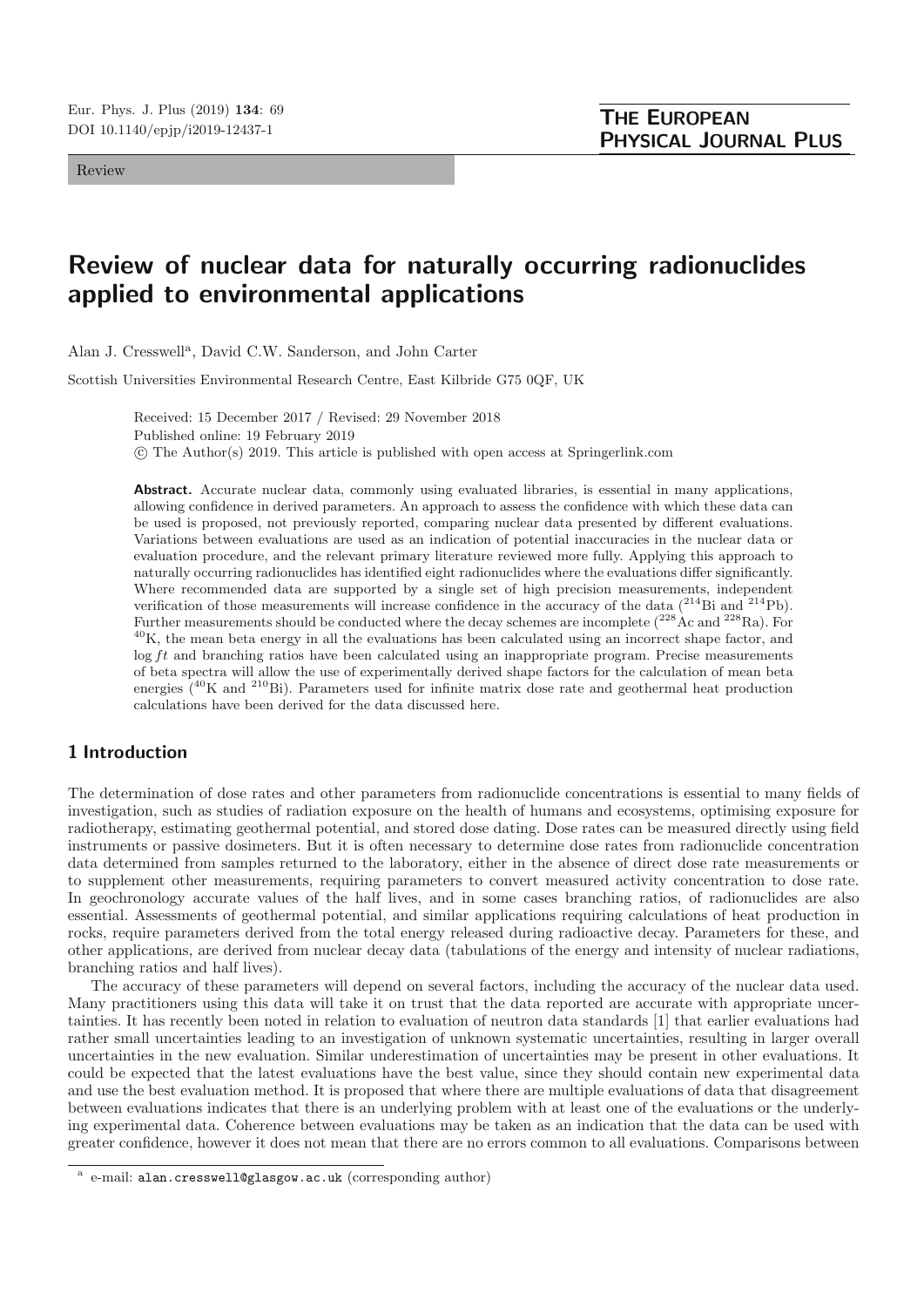Review

# Review of nuclear data for naturally occurring radionuclides applied to environmental applications

Alan J. Cresswell[a], David C.W. Sanderson, and John Carter

Scottish Universities Environmental Research Centre, East Kilbride G75 0QF, UK

Received: 15 December 2017 / Revised: 29 November 2018
Published online: 19 February 2019
© The Author(s) 2019. This article is published with open access at Springerlink.com

**Abstract.** Accurate nuclear data, commonly using evaluated libraries, is essential in many applications, allowing confidence in derived parameters. An approach to assess the confidence with which these data can be used is proposed, not previously reported, comparing nuclear data presented by different evaluations. Variations between evaluations are used as an indication of potential inaccuracies in the nuclear data or evaluation procedure, and the relevant primary literature reviewed more fully. Applying this approach to naturally occurring radionuclides has identified eight radionuclides where the evaluations differ significantly. Where recommended data are supported by a single set of high precision measurements, independent verification of those measurements will increase confidence in the accuracy of the data ($^{214}$Bi and $^{214}$Pb). Further measurements should be conducted where the decay schemes are incomplete ($^{228}$Ac and $^{228}$Ra). For $^{40}$K, the mean beta energy in all the evaluations has been calculated using an incorrect shape factor, and $\log ft$ and branching ratios have been calculated using an inappropriate program. Precise measurements of beta spectra will allow the use of experimentally derived shape factors for the calculation of mean beta energies ($^{40}$K and $^{210}$Bi). Parameters used for infinite matrix dose rate and geothermal heat production calculations have been derived for the data discussed here.

## 1 Introduction

The determination of dose rates and other parameters from radionuclide concentrations is essential to many fields of investigation, such as studies of radiation exposure on the health of humans and ecosystems, optimising exposure for radiotherapy, estimating geothermal potential, and stored dose dating. Dose rates can be measured directly using field instruments or passive dosimeters. But it is often necessary to determine dose rates from radionuclide concentration data determined from samples returned to the laboratory, either in the absence of direct dose rate measurements or to supplement other measurements, requiring parameters to convert measured activity concentration to dose rate. In geochronology accurate values of the half lives, and in some cases branching ratios, of radionuclides are also essential. Assessments of geothermal potential, and similar applications requiring calculations of heat production in rocks, require parameters derived from the total energy released during radioactive decay. Parameters for these, and other applications, are derived from nuclear decay data (tabulations of the energy and intensity of nuclear radiations, branching ratios and half lives).

The accuracy of these parameters will depend on several factors, including the accuracy of the nuclear data used. Many practitioners using this data will take it on trust that the data reported are accurate with appropriate uncertainties. It has recently been noted in relation to evaluation of neutron data standards [1] that earlier evaluations had rather small uncertainties leading to an investigation of unknown systematic uncertainties, resulting in larger overall uncertainties in the new evaluation. Similar underestimation of uncertainties may be present in other evaluations. It could be expected that the latest evaluations have the best value, since they should contain new experimental data and use the best evaluation method. It is proposed that where there are multiple evaluations of data that disagreement between evaluations indicates that there is an underlying problem with at least one of the evaluations or the underlying experimental data. Coherence between evaluations may be taken as an indication that the data can be used with greater confidence, however it does not mean that there are no errors common to all evaluations. Comparisons between

[a] e-mail: alan.cresswell@glasgow.ac.uk (corresponding author)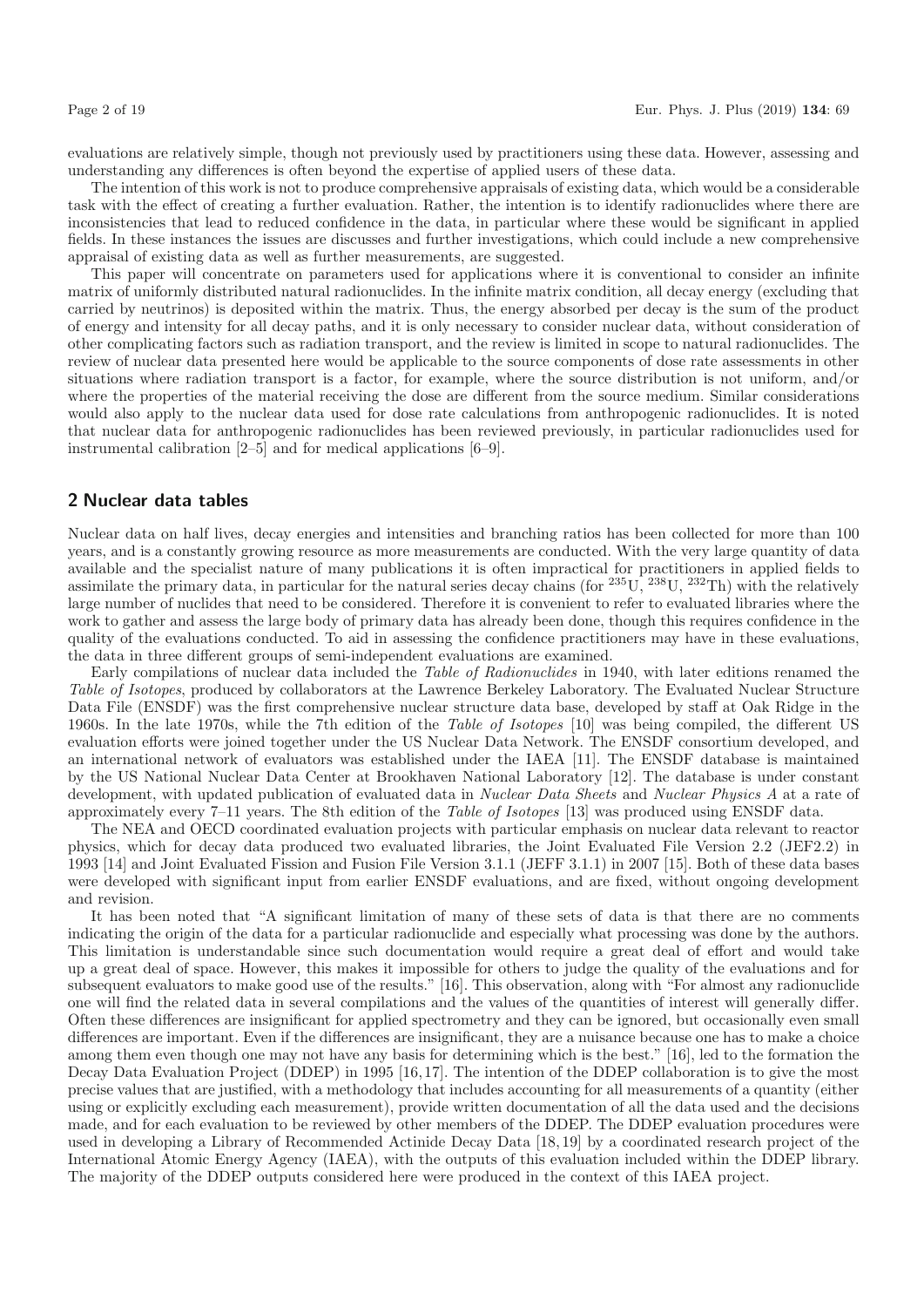evaluations are relatively simple, though not previously used by practitioners using these data. However, assessing and understanding any differences is often beyond the expertise of applied users of these data.

The intention of this work is not to produce comprehensive appraisals of existing data, which would be a considerable task with the effect of creating a further evaluation. Rather, the intention is to identify radionuclides where there are inconsistencies that lead to reduced confidence in the data, in particular where these would be significant in applied fields. In these instances the issues are discusses and further investigations, which could include a new comprehensive appraisal of existing data as well as further measurements, are suggested.

This paper will concentrate on parameters used for applications where it is conventional to consider an infinite matrix of uniformly distributed natural radionuclides. In the infinite matrix condition, all decay energy (excluding that carried by neutrinos) is deposited within the matrix. Thus, the energy absorbed per decay is the sum of the product of energy and intensity for all decay paths, and it is only necessary to consider nuclear data, without consideration of other complicating factors such as radiation transport, and the review is limited in scope to natural radionuclides. The review of nuclear data presented here would be applicable to the source components of dose rate assessments in other situations where radiation transport is a factor, for example, where the source distribution is not uniform, and/or where the properties of the material receiving the dose are different from the source medium. Similar considerations would also apply to the nuclear data used for dose rate calculations from anthropogenic radionuclides. It is noted that nuclear data for anthropogenic radionuclides has been reviewed previously, in particular radionuclides used for instrumental calibration [2–5] and for medical applications [6–9].

## 2 Nuclear data tables

Nuclear data on half lives, decay energies and intensities and branching ratios has been collected for more than 100 years, and is a constantly growing resource as more measurements are conducted. With the very large quantity of data available and the specialist nature of many publications it is often impractical for practitioners in applied fields to assimilate the primary data, in particular for the natural series decay chains (for $^{235}$U, $^{238}$U, $^{232}$Th) with the relatively large number of nuclides that need to be considered. Therefore it is convenient to refer to evaluated libraries where the work to gather and assess the large body of primary data has already been done, though this requires confidence in the quality of the evaluations conducted. To aid in assessing the confidence practitioners may have in these evaluations, the data in three different groups of semi-independent evaluations are examined.

Early compilations of nuclear data included the *Table of Radionuclides* in 1940, with later editions renamed the *Table of Isotopes*, produced by collaborators at the Lawrence Berkeley Laboratory. The Evaluated Nuclear Structure Data File (ENSDF) was the first comprehensive nuclear structure data base, developed by staff at Oak Ridge in the 1960s. In the late 1970s, while the 7th edition of the *Table of Isotopes* [10] was being compiled, the different US evaluation efforts were joined together under the US Nuclear Data Network. The ENSDF consortium developed, and an international network of evaluators was established under the IAEA [11]. The ENSDF database is maintained by the US National Nuclear Data Center at Brookhaven National Laboratory [12]. The database is under constant development, with updated publication of evaluated data in *Nuclear Data Sheets* and *Nuclear Physics A* at a rate of approximately every 7–11 years. The 8th edition of the *Table of Isotopes* [13] was produced using ENSDF data.

The NEA and OECD coordinated evaluation projects with particular emphasis on nuclear data relevant to reactor physics, which for decay data produced two evaluated libraries, the Joint Evaluated File Version 2.2 (JEF2.2) in 1993 [14] and Joint Evaluated Fission and Fusion File Version 3.1.1 (JEFF 3.1.1) in 2007 [15]. Both of these data bases were developed with significant input from earlier ENSDF evaluations, and are fixed, without ongoing development and revision.

It has been noted that "A significant limitation of many of these sets of data is that there are no comments indicating the origin of the data for a particular radionuclide and especially what processing was done by the authors. This limitation is understandable since such documentation would require a great deal of effort and would take up a great deal of space. However, this makes it impossible for others to judge the quality of the evaluations and for subsequent evaluators to make good use of the results." [16]. This observation, along with "For almost any radionuclide one will find the related data in several compilations and the values of the quantities of interest will generally differ. Often these differences are insignificant for applied spectrometry and they can be ignored, but occasionally even small differences are important. Even if the differences are insignificant, they are a nuisance because one has to make a choice among them even though one may not have any basis for determining which is the best." [16], led to the formation the Decay Data Evaluation Project (DDEP) in 1995 [16,17]. The intention of the DDEP collaboration is to give the most precise values that are justified, with a methodology that includes accounting for all measurements of a quantity (either using or explicitly excluding each measurement), provide written documentation of all the data used and the decisions made, and for each evaluation to be reviewed by other members of the DDEP. The DDEP evaluation procedures were used in developing a Library of Recommended Actinide Decay Data [18,19] by a coordinated research project of the International Atomic Energy Agency (IAEA), with the outputs of this evaluation included within the DDEP library. The majority of the DDEP outputs considered here were produced in the context of this IAEA project.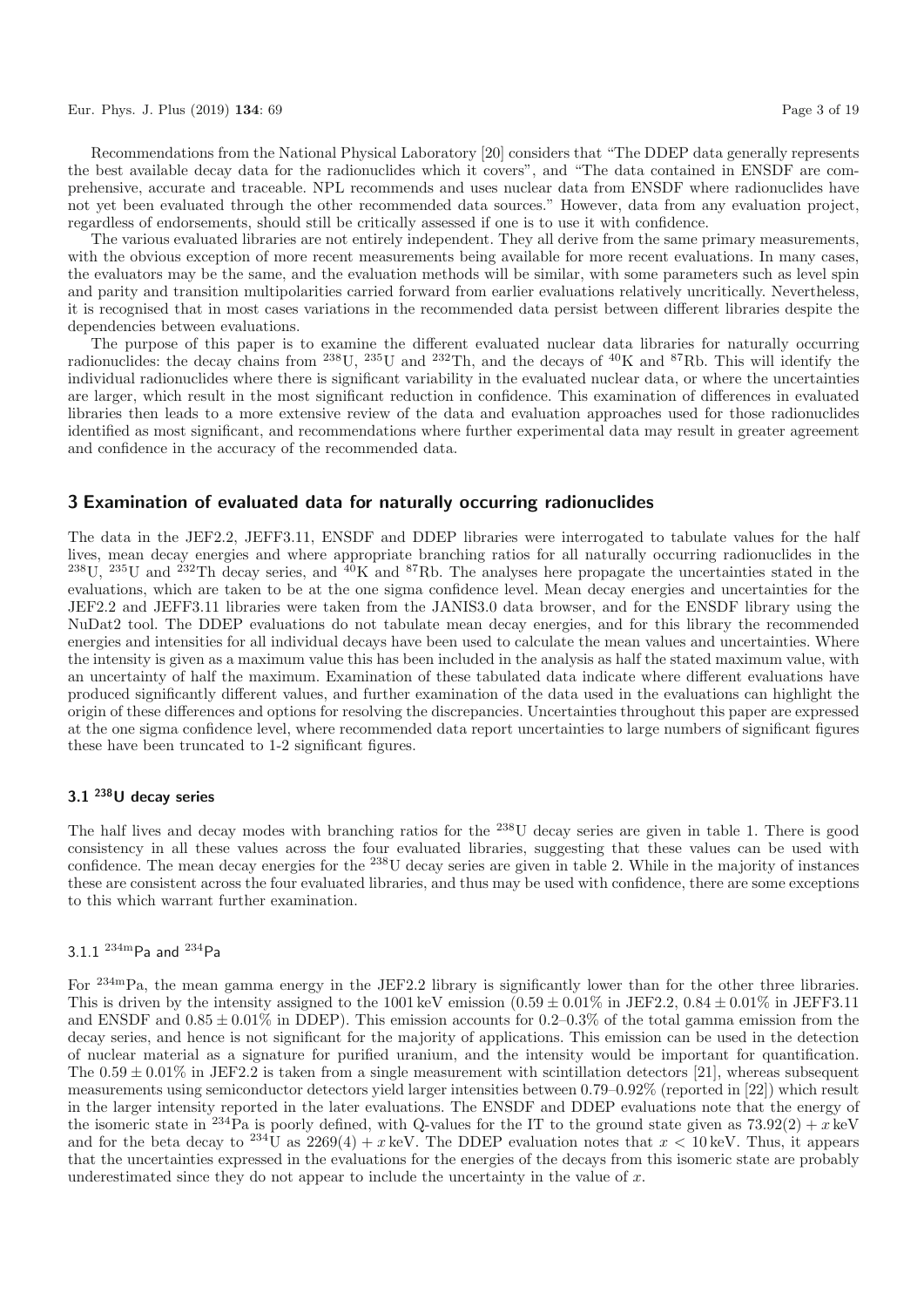Recommendations from the National Physical Laboratory [20] considers that "The DDEP data generally represents the best available decay data for the radionuclides which it covers", and "The data contained in ENSDF are comprehensive, accurate and traceable. NPL recommends and uses nuclear data from ENSDF where radionuclides have not yet been evaluated through the other recommended data sources." However, data from any evaluation project, regardless of endorsements, should still be critically assessed if one is to use it with confidence.

The various evaluated libraries are not entirely independent. They all derive from the same primary measurements, with the obvious exception of more recent measurements being available for more recent evaluations. In many cases, the evaluators may be the same, and the evaluation methods will be similar, with some parameters such as level spin and parity and transition multipolarities carried forward from earlier evaluations relatively uncritically. Nevertheless, it is recognised that in most cases variations in the recommended data persist between different libraries despite the dependencies between evaluations.

The purpose of this paper is to examine the different evaluated nuclear data libraries for naturally occurring radionuclides: the decay chains from $^{238}$U, $^{235}$U and $^{232}$Th, and the decays of $^{40}$K and $^{87}$Rb. This will identify the individual radionuclides where there is significant variability in the evaluated nuclear data, or where the uncertainties are larger, which result in the most significant reduction in confidence. This examination of differences in evaluated libraries then leads to a more extensive review of the data and evaluation approaches used for those radionuclides identified as most significant, and recommendations where further experimental data may result in greater agreement and confidence in the accuracy of the recommended data.

## 3 Examination of evaluated data for naturally occurring radionuclides

The data in the JEF2.2, JEFF3.11, ENSDF and DDEP libraries were interrogated to tabulate values for the half lives, mean decay energies and where appropriate branching ratios for all naturally occurring radionuclides in the $^{238}$U, $^{235}$U and $^{232}$Th decay series, and $^{40}$K and $^{87}$Rb. The analyses here propagate the uncertainties stated in the evaluations, which are taken to be at the one sigma confidence level. Mean decay energies and uncertainties for the JEF2.2 and JEFF3.11 libraries were taken from the JANIS3.0 data browser, and for the ENSDF library using the NuDat2 tool. The DDEP evaluations do not tabulate mean decay energies, and for this library the recommended energies and intensities for all individual decays have been used to calculate the mean values and uncertainties. Where the intensity is given as a maximum value this has been included in the analysis as half the stated maximum value, with an uncertainty of half the maximum. Examination of these tabulated data indicate where different evaluations have produced significantly different values, and further examination of the data used in the evaluations can highlight the origin of these differences and options for resolving the discrepancies. Uncertainties throughout this paper are expressed at the one sigma confidence level, where recommended data report uncertainties to large numbers of significant figures these have been truncated to 1-2 significant figures.

### 3.1 $^{238}$U decay series

The half lives and decay modes with branching ratios for the $^{238}$U decay series are given in table 1. There is good consistency in all these values across the four evaluated libraries, suggesting that these values can be used with confidence. The mean decay energies for the $^{238}$U decay series are given in table 2. While in the majority of instances these are consistent across the four evaluated libraries, and thus may be used with confidence, there are some exceptions to this which warrant further examination.

#### 3.1.1 $^{234\mathrm{m}}$Pa and $^{234}$Pa

For $^{234\mathrm{m}}$Pa, the mean gamma energy in the JEF2.2 library is significantly lower than for the other three libraries. This is driven by the intensity assigned to the 1001 keV emission ($0.59 \pm 0.01\%$ in JEF2.2, $0.84 \pm 0.01\%$ in JEFF3.11 and ENSDF and $0.85 \pm 0.01\%$ in DDEP). This emission accounts for 0.2–0.3% of the total gamma emission from the decay series, and hence is not significant for the majority of applications. This emission can be used in the detection of nuclear material as a signature for purified uranium, and the intensity would be important for quantification. The $0.59 \pm 0.01\%$ in JEF2.2 is taken from a single measurement with scintillation detectors [21], whereas subsequent measurements using semiconductor detectors yield larger intensities between 0.79–0.92% (reported in [22]) which result in the larger intensity reported in the later evaluations. The ENSDF and DDEP evaluations note that the energy of the isomeric state in $^{234}$Pa is poorly defined, with Q-values for the IT to the ground state given as $73.92(2) + x$ keV and for the beta decay to $^{234}$U as $2269(4) + x$ keV. The DDEP evaluation notes that $x < 10$ keV. Thus, it appears that the uncertainties expressed in the evaluations for the energies of the decays from this isomeric state are probably underestimated since they do not appear to include the uncertainty in the value of $x$.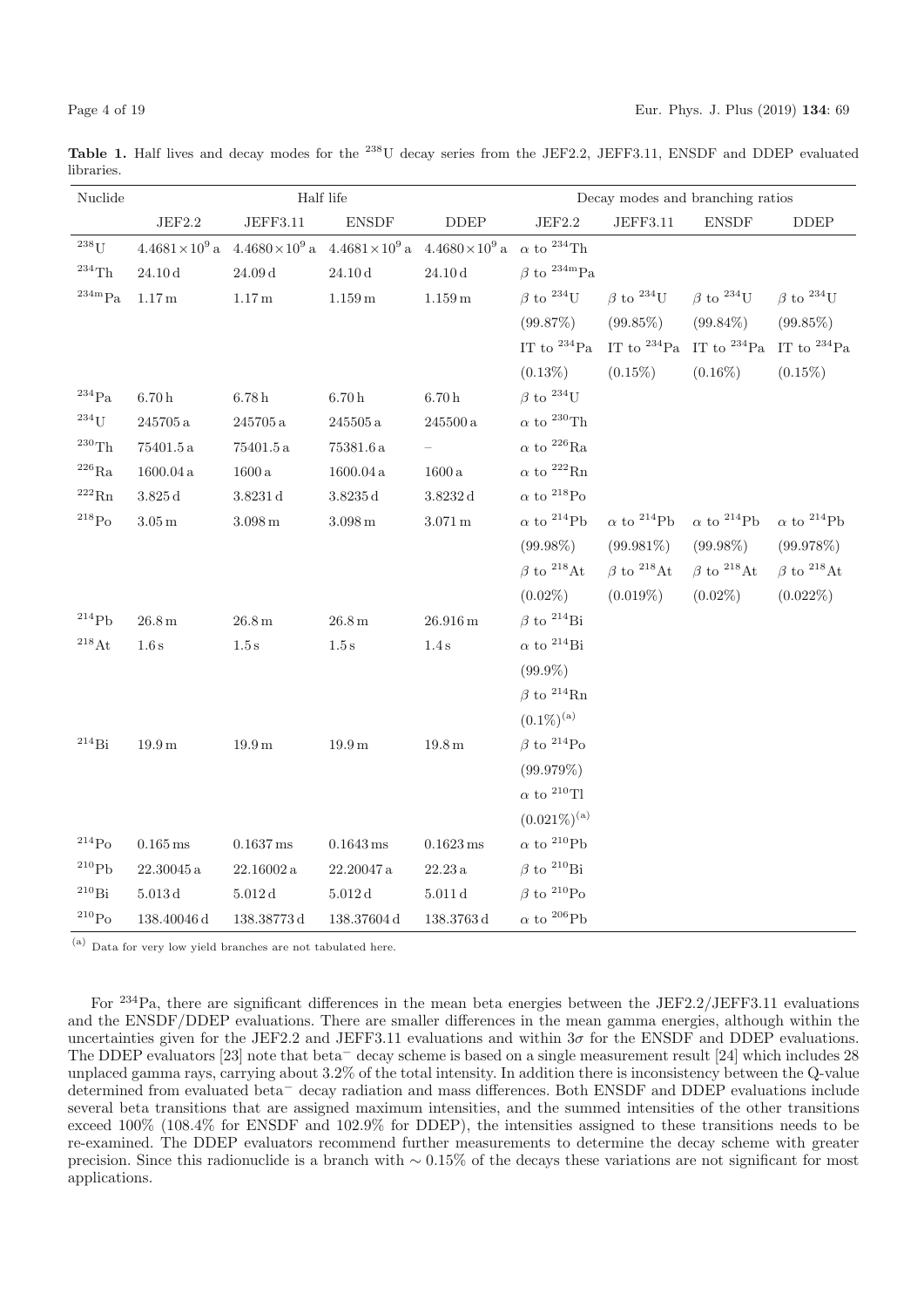**Table 1.** Half lives and decay modes for the $^{238}$U decay series from the JEF2.2, JEFF3.11, ENSDF and DDEP evaluated libraries.

| Nuclide | Half life | | | | Decay modes and branching ratios | | | |
|---|---|---|---|---|---|---|---|---|
| | JEF2.2 | JEFF3.11 | ENSDF | DDEP | JEF2.2 | JEFF3.11 | ENSDF | DDEP |
| $^{238}$U | $4.4681\times10^9$ a | $4.4680\times10^9$ a | $4.4681\times10^9$ a | $4.4680\times10^9$ a | $\alpha$ to $^{234}$Th | | | |
| $^{234}$Th | 24.10 d | 24.09 d | 24.10 d | 24.10 d | $\beta$ to $^{234m}$Pa | | | |
| $^{234m}$Pa | 1.17 m | 1.17 m | 1.159 m | 1.159 m | $\beta$ to $^{234}$U | $\beta$ to $^{234}$U | $\beta$ to $^{234}$U | $\beta$ to $^{234}$U |
| | | | | | (99.87%) | (99.85%) | (99.84%) | (99.85%) |
| | | | | | IT to $^{234}$Pa | IT to $^{234}$Pa | IT to $^{234}$Pa | IT to $^{234}$Pa |
| | | | | | (0.13%) | (0.15%) | (0.16%) | (0.15%) |
| $^{234}$Pa | 6.70 h | 6.78 h | 6.70 h | 6.70 h | $\beta$ to $^{234}$U | | | |
| $^{234}$U | 245705 a | 245705 a | 245505 a | 245500 a | $\alpha$ to $^{230}$Th | | | |
| $^{230}$Th | 75401.5 a | 75401.5 a | 75381.6 a | – | $\alpha$ to $^{226}$Ra | | | |
| $^{226}$Ra | 1600.04 a | 1600 a | 1600.04 a | 1600 a | $\alpha$ to $^{222}$Rn | | | |
| $^{222}$Rn | 3.825 d | 3.8231 d | 3.8235 d | 3.8232 d | $\alpha$ to $^{218}$Po | | | |
| $^{218}$Po | 3.05 m | 3.098 m | 3.098 m | 3.071 m | $\alpha$ to $^{214}$Pb | $\alpha$ to $^{214}$Pb | $\alpha$ to $^{214}$Pb | $\alpha$ to $^{214}$Pb |
| | | | | | (99.98%) | (99.981%) | (99.98%) | (99.978%) |
| | | | | | $\beta$ to $^{218}$At | $\beta$ to $^{218}$At | $\beta$ to $^{218}$At | $\beta$ to $^{218}$At |
| | | | | | (0.02%) | (0.019%) | (0.02%) | (0.022%) |
| $^{214}$Pb | 26.8 m | 26.8 m | 26.8 m | 26.916 m | $\beta$ to $^{214}$Bi | | | |
| $^{218}$At | 1.6 s | 1.5 s | 1.5 s | 1.4 s | $\alpha$ to $^{214}$Bi | | | |
| | | | | | (99.9%) | | | |
| | | | | | $\beta$ to $^{214}$Rn | | | |
| | | | | | (0.1%)[(a)] | | | |
| $^{214}$Bi | 19.9 m | 19.9 m | 19.9 m | 19.8 m | $\beta$ to $^{214}$Po | | | |
| | | | | | (99.979%) | | | |
| | | | | | $\alpha$ to $^{210}$Tl | | | |
| | | | | | (0.021%)[(a)] | | | |
| $^{214}$Po | 0.165 ms | 0.1637 ms | 0.1643 ms | 0.1623 ms | $\alpha$ to $^{210}$Pb | | | |
| $^{210}$Pb | 22.30045 a | 22.16002 a | 22.20047 a | 22.23 a | $\beta$ to $^{210}$Bi | | | |
| $^{210}$Bi | 5.013 d | 5.012 d | 5.012 d | 5.011 d | $\beta$ to $^{210}$Po | | | |
| $^{210}$Po | 138.40046 d | 138.38773 d | 138.37604 d | 138.3763 d | $\alpha$ to $^{206}$Pb | | | |

[(a)] Data for very low yield branches are not tabulated here.

For $^{234}$Pa, there are significant differences in the mean beta energies between the JEF2.2/JEFF3.11 evaluations and the ENSDF/DDEP evaluations. There are smaller differences in the mean gamma energies, although within the uncertainties given for the JEF2.2 and JEFF3.11 evaluations and within $3\sigma$ for the ENSDF and DDEP evaluations. The DDEP evaluators [23] note that beta$^-$ decay scheme is based on a single measurement result [24] which includes 28 unplaced gamma rays, carrying about 3.2% of the total intensity. In addition there is inconsistency between the Q-value determined from evaluated beta$^-$ decay radiation and mass differences. Both ENSDF and DDEP evaluations include several beta transitions that are assigned maximum intensities, and the summed intensities of the other transitions exceed 100% (108.4% for ENSDF and 102.9% for DDEP), the intensities assigned to these transitions needs to be re-examined. The DDEP evaluators recommend further measurements to determine the decay scheme with greater precision. Since this radionuclide is a branch with $\sim 0.15\%$ of the decays these variations are not significant for most applications.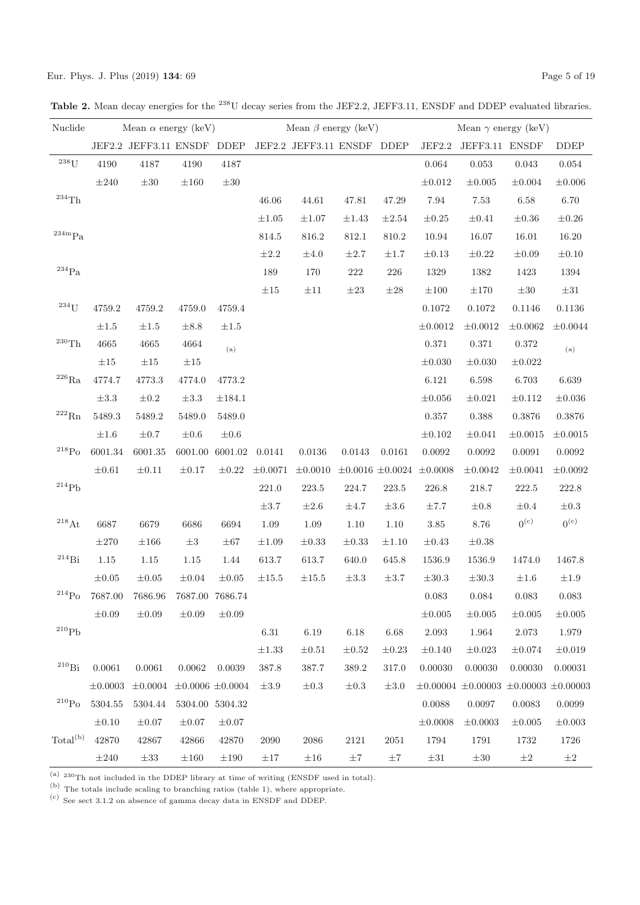**Table 2.** Mean decay energies for the $^{238}$U decay series from the JEF2.2, JEFF3.11, ENSDF and DDEP evaluated libraries.

| Nuclide | Mean $\alpha$ energy (keV) | | | | Mean $\beta$ energy (keV) | | | | Mean $\gamma$ energy (keV) | | | |
|---|---|---|---|---|---|---|---|---|---|---|---|---|
| | JEF2.2 | JEFF3.11 | ENSDF | DDEP | JEF2.2 | JEFF3.11 | ENSDF | DDEP | JEF2.2 | JEFF3.11 | ENSDF | DDEP |
| $^{238}$U | 4190 | 4187 | 4190 | 4187 | | | | | 0.064 | 0.053 | 0.043 | 0.054 |
| | ±240 | ±30 | ±160 | ±30 | | | | | ±0.012 | ±0.005 | ±0.004 | ±0.006 |
| $^{234}$Th | | | | | 46.06 | 44.61 | 47.81 | 47.29 | 7.94 | 7.53 | 6.58 | 6.70 |
| | | | | | ±1.05 | ±1.07 | ±1.43 | ±2.54 | ±0.25 | ±0.41 | ±0.36 | ±0.26 |
| $^{234m}$Pa | | | | | 814.5 | 816.2 | 812.1 | 810.2 | 10.94 | 16.07 | 16.01 | 16.20 |
| | | | | | ±2.2 | ±4.0 | ±2.7 | ±1.7 | ±0.13 | ±0.22 | ±0.09 | ±0.10 |
| $^{234}$Pa | | | | | 189 | 170 | 222 | 226 | 1329 | 1382 | 1423 | 1394 |
| | | | | | ±15 | ±11 | ±23 | ±28 | ±100 | ±170 | ±30 | ±31 |
| $^{234}$U | 4759.2 | 4759.2 | 4759.0 | 4759.4 | | | | | 0.1072 | 0.1072 | 0.1146 | 0.1136 |
| | ±1.5 | ±1.5 | ±8.8 | ±1.5 | | | | | ±0.0012 | ±0.0012 | ±0.0062 | ±0.0044 |
| $^{230}$Th | 4665 | 4665 | 4664 | (a) | | | | | 0.371 | 0.371 | 0.372 | (a) |
| | ±15 | ±15 | ±15 | | | | | | ±0.030 | ±0.030 | ±0.022 | |
| $^{226}$Ra | 4774.7 | 4773.3 | 4774.0 | 4773.2 | | | | | 6.121 | 6.598 | 6.703 | 6.639 |
| | ±3.3 | ±0.2 | ±3.3 | ±184.1 | | | | | ±0.056 | ±0.021 | ±0.112 | ±0.036 |
| $^{222}$Rn | 5489.3 | 5489.2 | 5489.0 | 5489.0 | | | | | 0.357 | 0.388 | 0.3876 | 0.3876 |
| | ±1.6 | ±0.7 | ±0.6 | ±0.6 | | | | | ±0.102 | ±0.041 | ±0.0015 | ±0.0015 |
| $^{218}$Po | 6001.34 | 6001.35 | 6001.00 | 6001.02 | 0.0141 | 0.0136 | 0.0143 | 0.0161 | 0.0092 | 0.0092 | 0.0091 | 0.0092 |
| | ±0.61 | ±0.11 | ±0.17 | ±0.22 | ±0.0071 | ±0.0010 | ±0.0016 | ±0.0024 | ±0.0008 | ±0.0042 | ±0.0041 | ±0.0092 |
| $^{214}$Pb | | | | | 221.0 | 223.5 | 224.7 | 223.5 | 226.8 | 218.7 | 222.5 | 222.8 |
| | | | | | ±3.7 | ±2.6 | ±4.7 | ±3.6 | ±7.7 | ±0.8 | ±0.4 | ±0.3 |
| $^{218}$At | 6687 | 6679 | 6686 | 6694 | 1.09 | 1.09 | 1.10 | 1.10 | 3.85 | 8.76 | 0[(c)] | 0[(c)] |
| | ±270 | ±166 | ±3 | ±67 | ±1.09 | ±0.33 | ±0.33 | ±1.10 | ±0.43 | ±0.38 | | |
| $^{214}$Bi | 1.15 | 1.15 | 1.15 | 1.44 | 613.7 | 613.7 | 640.0 | 645.8 | 1536.9 | 1536.9 | 1474.0 | 1467.8 |
| | ±0.05 | ±0.05 | ±0.04 | ±0.05 | ±15.5 | ±15.5 | ±3.3 | ±3.7 | ±30.3 | ±30.3 | ±1.6 | ±1.9 |
| $^{214}$Po | 7687.00 | 7686.96 | 7687.00 | 7686.74 | | | | | 0.083 | 0.084 | 0.083 | 0.083 |
| | ±0.09 | ±0.09 | ±0.09 | ±0.09 | | | | | ±0.005 | ±0.005 | ±0.005 | ±0.005 |
| $^{210}$Pb | | | | | 6.31 | 6.19 | 6.18 | 6.68 | 2.093 | 1.964 | 2.073 | 1.979 |
| | | | | | ±1.33 | ±0.51 | ±0.52 | ±0.23 | ±0.140 | ±0.023 | ±0.074 | ±0.019 |
| $^{210}$Bi | 0.0061 | 0.0061 | 0.0062 | 0.0039 | 387.8 | 387.7 | 389.2 | 317.0 | 0.00030 | 0.00030 | 0.00030 | 0.00031 |
| | ±0.0003 | ±0.0004 | ±0.0006 | ±0.0004 | ±3.9 | ±0.3 | ±0.3 | ±3.0 | ±0.00004 | ±0.00003 | ±0.00003 | ±0.00003 |
| $^{210}$Po | 5304.55 | 5304.44 | 5304.00 | 5304.32 | | | | | 0.0088 | 0.0097 | 0.0083 | 0.0099 |
| | ±0.10 | ±0.07 | ±0.07 | ±0.07 | | | | | ±0.0008 | ±0.0003 | ±0.005 | ±0.003 |
| Total[(b)] | 42870 | 42867 | 42866 | 42870 | 2090 | 2086 | 2121 | 2051 | 1794 | 1791 | 1732 | 1726 |
| | ±240 | ±33 | ±160 | ±190 | ±17 | ±16 | ±7 | ±7 | ±31 | ±30 | ±2 | ±2 |

[(a)] $^{230}$Th not included in the DDEP library at time of writing (ENSDF used in total).
[(b)] The totals include scaling to branching ratios (table 1), where appropriate.
[(c)] See sect 3.1.2 on absence of gamma decay data in ENSDF and DDEP.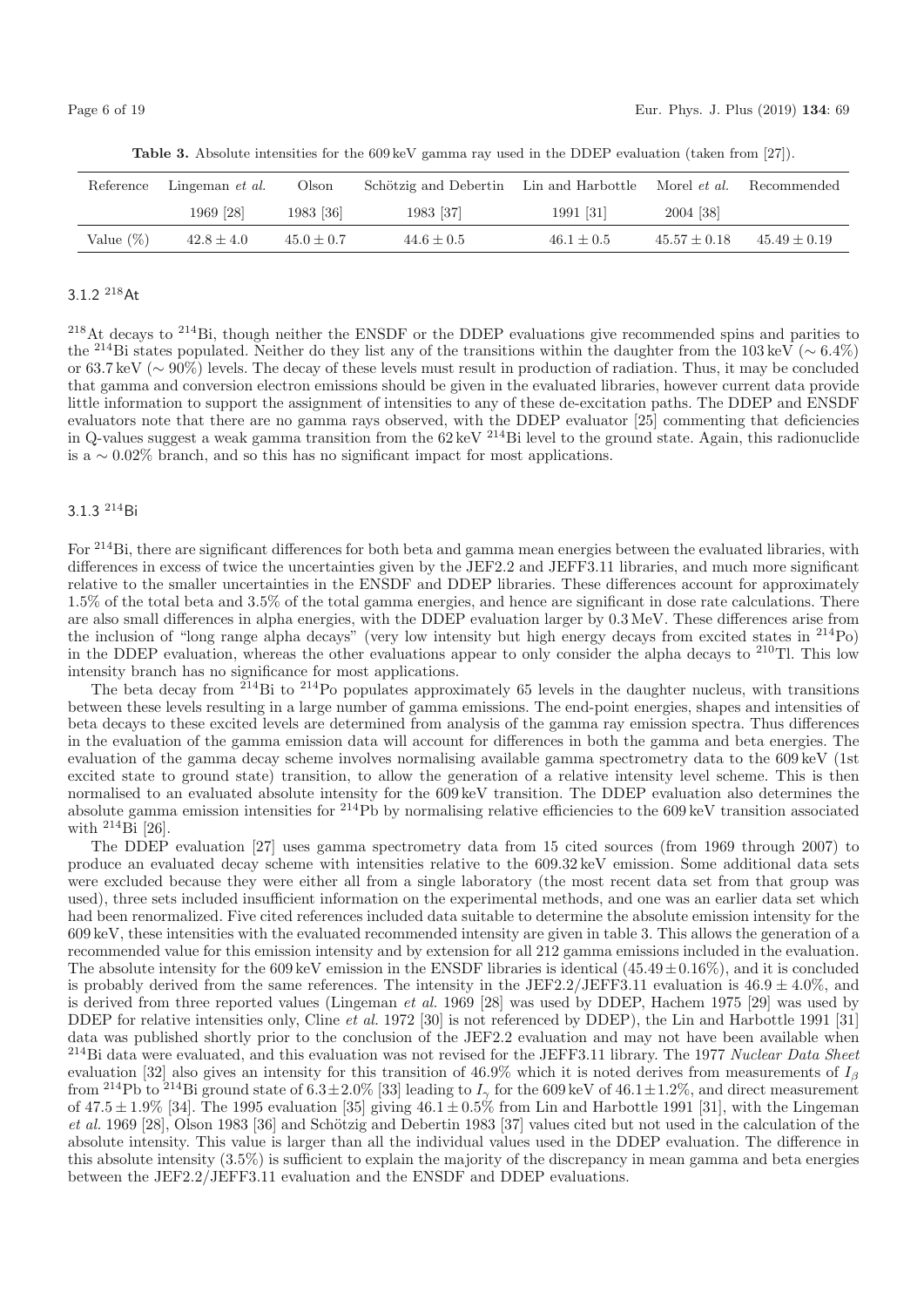**Table 3.** Absolute intensities for the 609 keV gamma ray used in the DDEP evaluation (taken from [27]).

| Reference | Lingeman *et al.* | Olson | Schötzig and Debertin | Lin and Harbottle | Morel *et al.* | Recommended |
|---|---|---|---|---|---|---|
| | 1969 [28] | 1983 [36] | 1983 [37] | 1991 [31] | 2004 [38] | |
| Value (%) | $42.8 \pm 4.0$ | $45.0 \pm 0.7$ | $44.6 \pm 0.5$ | $46.1 \pm 0.5$ | $45.57 \pm 0.18$ | $45.49 \pm 0.19$ |

### 3.1.2 $^{218}$At

$^{218}$At decays to $^{214}$Bi, though neither the ENSDF or the DDEP evaluations give recommended spins and parities to the $^{214}$Bi states populated. Neither do they list any of the transitions within the daughter from the 103 keV ($\sim 6.4\%$) or 63.7 keV ($\sim 90\%$) levels. The decay of these levels must result in production of radiation. Thus, it may be concluded that gamma and conversion electron emissions should be given in the evaluated libraries, however current data provide little information to support the assignment of intensities to any of these de-excitation paths. The DDEP and ENSDF evaluators note that there are no gamma rays observed, with the DDEP evaluator [25] commenting that deficiencies in Q-values suggest a weak gamma transition from the 62 keV $^{214}$Bi level to the ground state. Again, this radionuclide is a $\sim 0.02\%$ branch, and so this has no significant impact for most applications.

### 3.1.3 $^{214}$Bi

For $^{214}$Bi, there are significant differences for both beta and gamma mean energies between the evaluated libraries, with differences in excess of twice the uncertainties given by the JEF2.2 and JEFF3.11 libraries, and much more significant relative to the smaller uncertainties in the ENSDF and DDEP libraries. These differences account for approximately 1.5% of the total beta and 3.5% of the total gamma energies, and hence are significant in dose rate calculations. There are also small differences in alpha energies, with the DDEP evaluation larger by 0.3 MeV. These differences arise from the inclusion of "long range alpha decays" (very low intensity but high energy decays from excited states in $^{214}$Po) in the DDEP evaluation, whereas the other evaluations appear to only consider the alpha decays to $^{210}$Tl. This low intensity branch has no significance for most applications.

The beta decay from $^{214}$Bi to $^{214}$Po populates approximately 65 levels in the daughter nucleus, with transitions between these levels resulting in a large number of gamma emissions. The end-point energies, shapes and intensities of beta decays to these excited levels are determined from analysis of the gamma ray emission spectra. Thus differences in the evaluation of the gamma emission data will account for differences in both the gamma and beta energies. The evaluation of the gamma decay scheme involves normalising available gamma spectrometry data to the 609 keV (1st excited state to ground state) transition, to allow the generation of a relative intensity level scheme. This is then normalised to an evaluated absolute intensity for the 609 keV transition. The DDEP evaluation also determines the absolute gamma emission intensities for $^{214}$Pb by normalising relative efficiencies to the 609 keV transition associated with $^{214}$Bi [26].

The DDEP evaluation [27] uses gamma spectrometry data from 15 cited sources (from 1969 through 2007) to produce an evaluated decay scheme with intensities relative to the 609.32 keV emission. Some additional data sets were excluded because they were either all from a single laboratory (the most recent data set from that group was used), three sets included insufficient information on the experimental methods, and one was an earlier data set which had been renormalized. Five cited references included data suitable to determine the absolute emission intensity for the 609 keV, these intensities with the evaluated recommended intensity are given in table 3. This allows the generation of a recommended value for this emission intensity and by extension for all 212 gamma emissions included in the evaluation. The absolute intensity for the 609 keV emission in the ENSDF libraries is identical ($45.49 \pm 0.16\%$), and it is concluded is probably derived from the same references. The intensity in the JEF2.2/JEFF3.11 evaluation is $46.9 \pm 4.0\%$, and is derived from three reported values (Lingeman *et al.* 1969 [28] was used by DDEP, Hachem 1975 [29] was used by DDEP for relative intensities only, Cline *et al.* 1972 [30] is not referenced by DDEP), the Lin and Harbottle 1991 [31] data was published shortly prior to the conclusion of the JEF2.2 evaluation and may not have been available when $^{214}$Bi data were evaluated, and this evaluation was not revised for the JEFF3.11 library. The 1977 *Nuclear Data Sheet* evaluation [32] also gives an intensity for this transition of 46.9% which it is noted derives from measurements of $I_\beta$ from $^{214}$Pb to $^{214}$Bi ground state of $6.3 \pm 2.0\%$ [33] leading to $I_\gamma$ for the 609 keV of $46.1 \pm 1.2\%$, and direct measurement of $47.5 \pm 1.9\%$ [34]. The 1995 evaluation [35] giving $46.1 \pm 0.5\%$ from Lin and Harbottle 1991 [31], with the Lingeman *et al.* 1969 [28], Olson 1983 [36] and Schötzig and Debertin 1983 [37] values cited but not used in the calculation of the absolute intensity. This value is larger than all the individual values used in the DDEP evaluation. The difference in this absolute intensity (3.5%) is sufficient to explain the majority of the discrepancy in mean gamma and beta energies between the JEF2.2/JEFF3.11 evaluation and the ENSDF and DDEP evaluations.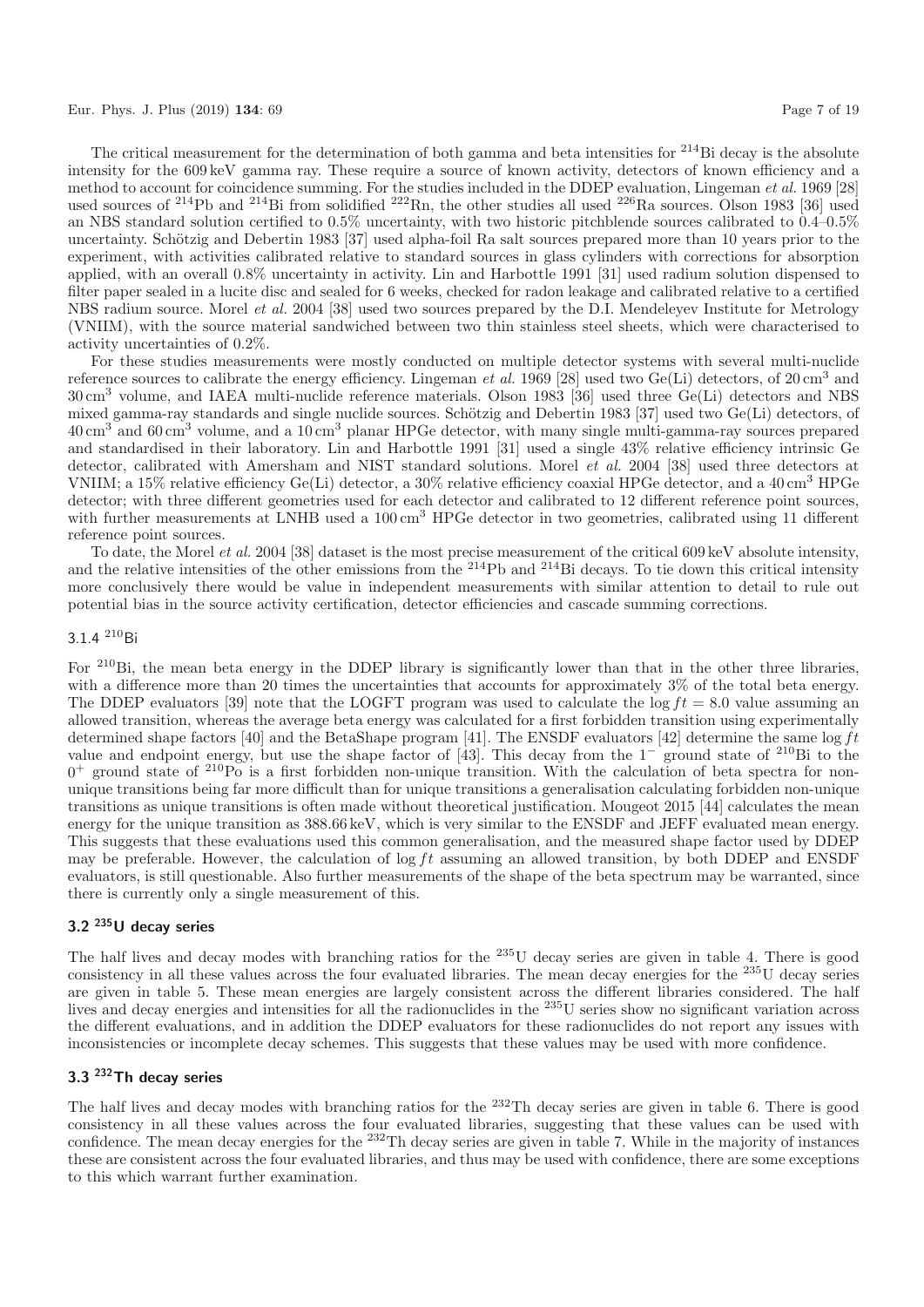The critical measurement for the determination of both gamma and beta intensities for $^{214}$Bi decay is the absolute intensity for the 609 keV gamma ray. These require a source of known activity, detectors of known efficiency and a method to account for coincidence summing. For the studies included in the DDEP evaluation, Lingeman *et al.* 1969 [28] used sources of $^{214}$Pb and $^{214}$Bi from solidified $^{222}$Rn, the other studies all used $^{226}$Ra sources. Olson 1983 [36] used an NBS standard solution certified to 0.5% uncertainty, with two historic pitchblende sources calibrated to 0.4–0.5% uncertainty. Schötzig and Debertin 1983 [37] used alpha-foil Ra salt sources prepared more than 10 years prior to the experiment, with activities calibrated relative to standard sources in glass cylinders with corrections for absorption applied, with an overall 0.8% uncertainty in activity. Lin and Harbottle 1991 [31] used radium solution dispensed to filter paper sealed in a lucite disc and sealed for 6 weeks, checked for radon leakage and calibrated relative to a certified NBS radium source. Morel *et al.* 2004 [38] used two sources prepared by the D.I. Mendeleyev Institute for Metrology (VNIIM), with the source material sandwiched between two thin stainless steel sheets, which were characterised to activity uncertainties of 0.2%.

For these studies measurements were mostly conducted on multiple detector systems with several multi-nuclide reference sources to calibrate the energy efficiency. Lingeman *et al.* 1969 [28] used two Ge(Li) detectors, of 20 cm$^3$ and 30 cm$^3$ volume, and IAEA multi-nuclide reference materials. Olson 1983 [36] used three Ge(Li) detectors and NBS mixed gamma-ray standards and single nuclide sources. Schötzig and Debertin 1983 [37] used two Ge(Li) detectors, of 40 cm$^3$ and 60 cm$^3$ volume, and a 10 cm$^3$ planar HPGe detector, with many single multi-gamma-ray sources prepared and standardised in their laboratory. Lin and Harbottle 1991 [31] used a single 43% relative efficiency intrinsic Ge detector, calibrated with Amersham and NIST standard solutions. Morel *et al.* 2004 [38] used three detectors at VNIIM; a 15% relative efficiency Ge(Li) detector, a 30% relative efficiency coaxial HPGe detector, and a 40 cm$^3$ HPGe detector; with three different geometries used for each detector and calibrated to 12 different reference point sources, with further measurements at LNHB used a 100 cm$^3$ HPGe detector in two geometries, calibrated using 11 different reference point sources.

To date, the Morel *et al.* 2004 [38] dataset is the most precise measurement of the critical 609 keV absolute intensity, and the relative intensities of the other emissions from the $^{214}$Pb and $^{214}$Bi decays. To tie down this critical intensity more conclusively there would be value in independent measurements with similar attention to detail to rule out potential bias in the source activity certification, detector efficiencies and cascade summing corrections.

#### 3.1.4 $^{210}$Bi

For $^{210}$Bi, the mean beta energy in the DDEP library is significantly lower than that in the other three libraries, with a difference more than 20 times the uncertainties that accounts for approximately 3% of the total beta energy. The DDEP evaluators [39] note that the LOGFT program was used to calculate the $\log ft = 8.0$ value assuming an allowed transition, whereas the average beta energy was calculated for a first forbidden transition using experimentally determined shape factors [40] and the BetaShape program [41]. The ENSDF evaluators [42] determine the same $\log ft$ value and endpoint energy, but use the shape factor of [43]. This decay from the $1^-$ ground state of $^{210}$Bi to the $0^+$ ground state of $^{210}$Po is a first forbidden non-unique transition. With the calculation of beta spectra for non-unique transitions being far more difficult than for unique transitions a generalisation calculating forbidden non-unique transitions as unique transitions is often made without theoretical justification. Mougeot 2015 [44] calculates the mean energy for the unique transition as 388.66 keV, which is very similar to the ENSDF and JEFF evaluated mean energy. This suggests that these evaluations used this common generalisation, and the measured shape factor used by DDEP may be preferable. However, the calculation of $\log ft$ assuming an allowed transition, by both DDEP and ENSDF evaluators, is still questionable. Also further measurements of the shape of the beta spectrum may be warranted, since there is currently only a single measurement of this.

### 3.2 $^{235}$U decay series

The half lives and decay modes with branching ratios for the $^{235}$U decay series are given in table 4. There is good consistency in all these values across the four evaluated libraries. The mean decay energies for the $^{235}$U decay series are given in table 5. These mean energies are largely consistent across the different libraries considered. The half lives and decay energies and intensities for all the radionuclides in the $^{235}$U series show no significant variation across the different evaluations, and in addition the DDEP evaluators for these radionuclides do not report any issues with inconsistencies or incomplete decay schemes. This suggests that these values may be used with more confidence.

### 3.3 $^{232}$Th decay series

The half lives and decay modes with branching ratios for the $^{232}$Th decay series are given in table 6. There is good consistency in all these values across the four evaluated libraries, suggesting that these values can be used with confidence. The mean decay energies for the $^{232}$Th decay series are given in table 7. While in the majority of instances these are consistent across the four evaluated libraries, and thus may be used with confidence, there are some exceptions to this which warrant further examination.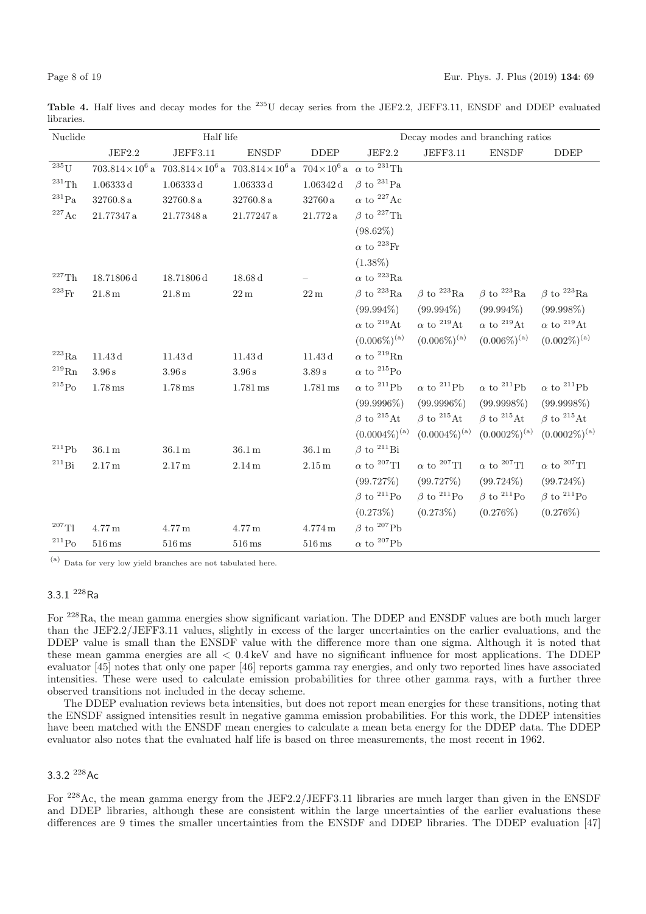**Table 4.** Half lives and decay modes for the $^{235}$U decay series from the JEF2.2, JEFF3.11, ENSDF and DDEP evaluated libraries.

| Nuclide | Half life | | | | Decay modes and branching ratios | | | |
|---|---|---|---|---|---|---|---|---|
| | JEF2.2 | JEFF3.11 | ENSDF | DDEP | JEF2.2 | JEFF3.11 | ENSDF | DDEP |
| $^{235}$U | $703.814\times10^6$ a | $703.814\times10^6$ a | $703.814\times10^6$ a | $704\times10^6$ a | $\alpha$ to $^{231}$Th | | | |
| $^{231}$Th | 1.06333 d | 1.06333 d | 1.06333 d | 1.06342 d | $\beta$ to $^{231}$Pa | | | |
| $^{231}$Pa | 32760.8 a | 32760.8 a | 32760.8 a | 32760 a | $\alpha$ to $^{227}$Ac | | | |
| $^{227}$Ac | 21.77347 a | 21.77348 a | 21.77247 a | 21.772 a | $\beta$ to $^{227}$Th | | | |
| | | | | | (98.62%) | | | |
| | | | | | $\alpha$ to $^{223}$Fr | | | |
| | | | | | (1.38%) | | | |
| $^{227}$Th | 18.71806 d | 18.71806 d | 18.68 d | – | $\alpha$ to $^{223}$Ra | | | |
| $^{223}$Fr | 21.8 m | 21.8 m | 22 m | 22 m | $\beta$ to $^{223}$Ra | $\beta$ to $^{223}$Ra | $\beta$ to $^{223}$Ra | $\beta$ to $^{223}$Ra |
| | | | | | (99.994%) | (99.994%) | (99.994%) | (99.998%) |
| | | | | | $\alpha$ to $^{219}$At | $\alpha$ to $^{219}$At | $\alpha$ to $^{219}$At | $\alpha$ to $^{219}$At |
| | | | | | (0.006%)[(a)] | (0.006%)[(a)] | (0.006%)[(a)] | (0.002%)[(a)] |
| $^{223}$Ra | 11.43 d | 11.43 d | 11.43 d | 11.43 d | $\alpha$ to $^{219}$Rn | | | |
| $^{219}$Rn | 3.96 s | 3.96 s | 3.96 s | 3.89 s | $\alpha$ to $^{215}$Po | | | |
| $^{215}$Po | 1.78 ms | 1.78 ms | 1.781 ms | 1.781 ms | $\alpha$ to $^{211}$Pb | $\alpha$ to $^{211}$Pb | $\alpha$ to $^{211}$Pb | $\alpha$ to $^{211}$Pb |
| | | | | | (99.9996%) | (99.9996%) | (99.9998%) | (99.9998%) |
| | | | | | $\beta$ to $^{215}$At | $\beta$ to $^{215}$At | $\beta$ to $^{215}$At | $\beta$ to $^{215}$At |
| | | | | | (0.0004%)[(a)] | (0.0004%)[(a)] | (0.0002%)[(a)] | (0.0002%)[(a)] |
| $^{211}$Pb | 36.1 m | 36.1 m | 36.1 m | 36.1 m | $\beta$ to $^{211}$Bi | | | |
| $^{211}$Bi | 2.17 m | 2.17 m | 2.14 m | 2.15 m | $\alpha$ to $^{207}$Tl | $\alpha$ to $^{207}$Tl | $\alpha$ to $^{207}$Tl | $\alpha$ to $^{207}$Tl |
| | | | | | (99.727%) | (99.727%) | (99.724%) | (99.724%) |
| | | | | | $\beta$ to $^{211}$Po | $\beta$ to $^{211}$Po | $\beta$ to $^{211}$Po | $\beta$ to $^{211}$Po |
| | | | | | (0.273%) | (0.273%) | (0.276%) | (0.276%) |
| $^{207}$Tl | 4.77 m | 4.77 m | 4.77 m | 4.774 m | $\beta$ to $^{207}$Pb | | | |
| $^{211}$Po | 516 ms | 516 ms | 516 ms | 516 ms | $\alpha$ to $^{207}$Pb | | | |

[(a)] Data for very low yield branches are not tabulated here.

### 3.3.1 $^{228}$Ra

For $^{228}$Ra, the mean gamma energies show significant variation. The DDEP and ENSDF values are both much larger than the JEF2.2/JEFF3.11 values, slightly in excess of the larger uncertainties on the earlier evaluations, and the DDEP value is small than the ENSDF value with the difference more than one sigma. Although it is noted that these mean gamma energies are all $< 0.4$ keV and have no significant influence for most applications. The DDEP evaluator [45] notes that only one paper [46] reports gamma ray energies, and only two reported lines have associated intensities. These were used to calculate emission probabilities for three other gamma rays, with a further three observed transitions not included in the decay scheme.

The DDEP evaluation reviews beta intensities, but does not report mean energies for these transitions, noting that the ENSDF assigned intensities result in negative gamma emission probabilities. For this work, the DDEP intensities have been matched with the ENSDF mean energies to calculate a mean beta energy for the DDEP data. The DDEP evaluator also notes that the evaluated half life is based on three measurements, the most recent in 1962.

### 3.3.2 $^{228}$Ac

For $^{228}$Ac, the mean gamma energy from the JEF2.2/JEFF3.11 libraries are much larger than given in the ENSDF and DDEP libraries, although these are consistent within the large uncertainties of the earlier evaluations these differences are 9 times the smaller uncertainties from the ENSDF and DDEP libraries. The DDEP evaluation [47]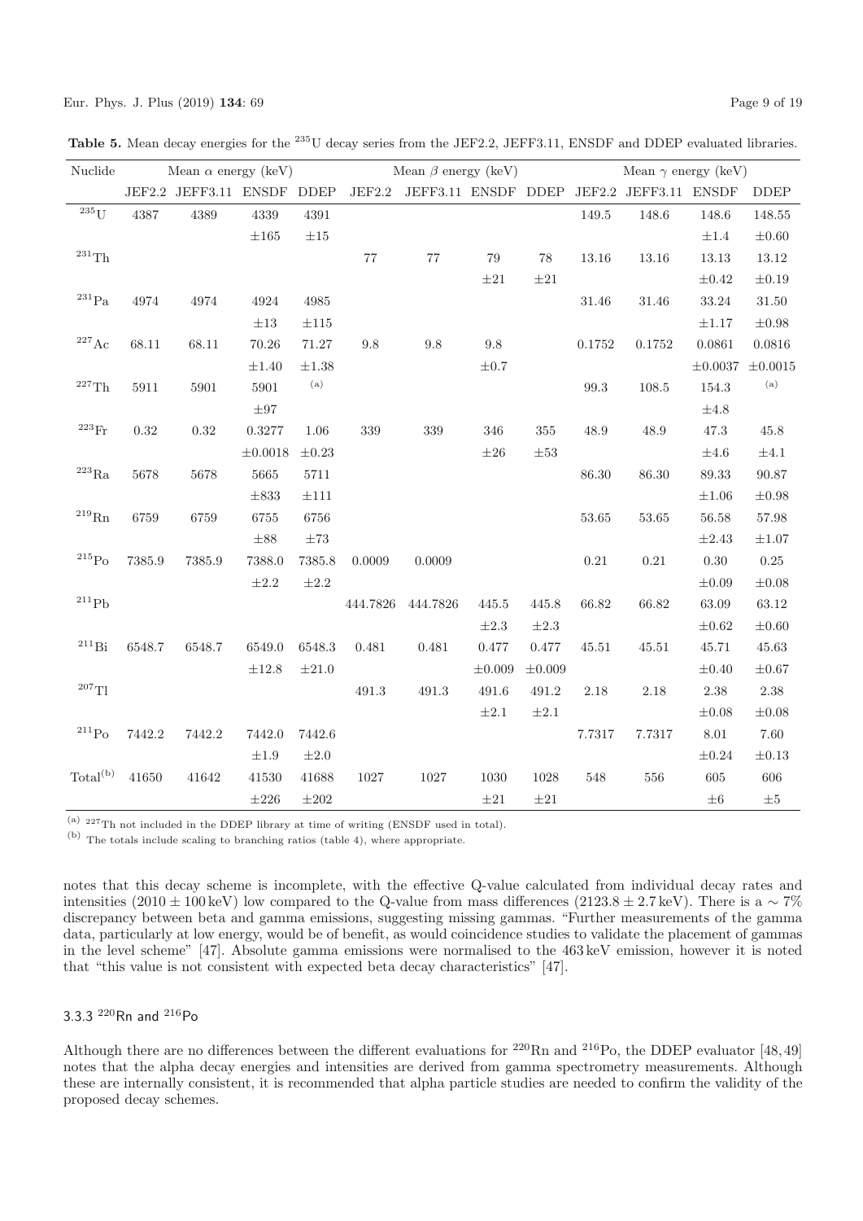**Table 5.** Mean decay energies for the $^{235}$U decay series from the JEF2.2, JEFF3.11, ENSDF and DDEP evaluated libraries.

| Nuclide | Mean $\alpha$ energy (keV) | | | | Mean $\beta$ energy (keV) | | | | Mean $\gamma$ energy (keV) | | | |
|---|---|---|---|---|---|---|---|---|---|---|---|---|
| | JEF2.2 | JEFF3.11 | ENSDF | DDEP | JEF2.2 | JEFF3.11 | ENSDF | DDEP | JEF2.2 | JEFF3.11 | ENSDF | DDEP |
| $^{235}$U | 4387 | 4389 | 4339 | 4391 | | | | | 149.5 | 148.6 | 148.6 | 148.55 |
| | | | ±165 | ±15 | | | | | | | ±1.4 | ±0.60 |
| $^{231}$Th | | | | | 77 | 77 | 79 | 78 | 13.16 | 13.16 | 13.13 | 13.12 |
| | | | | | | | ±21 | ±21 | | | ±0.42 | ±0.19 |
| $^{231}$Pa | 4974 | 4974 | 4924 | 4985 | | | | | 31.46 | 31.46 | 33.24 | 31.50 |
| | | | ±13 | ±115 | | | | | | | ±1.17 | ±0.98 |
| $^{227}$Ac | 68.11 | 68.11 | 70.26 | 71.27 | 9.8 | 9.8 | 9.8 | | 0.1752 | 0.1752 | 0.0861 | 0.0816 |
| | | | ±1.40 | ±1.38 | | | ±0.7 | | | | ±0.0037 | ±0.0015 |
| $^{227}$Th | 5911 | 5901 | 5901 | (a) | | | | | 99.3 | 108.5 | 154.3 | (a) |
| | | | ±97 | | | | | | | | ±4.8 | |
| $^{223}$Fr | 0.32 | 0.32 | 0.3277 | 1.06 | 339 | 339 | 346 | 355 | 48.9 | 48.9 | 47.3 | 45.8 |
| | | | ±0.0018 | ±0.23 | | | ±26 | ±53 | | | ±4.6 | ±4.1 |
| $^{223}$Ra | 5678 | 5678 | 5665 | 5711 | | | | | 86.30 | 86.30 | 89.33 | 90.87 |
| | | | ±833 | ±111 | | | | | | | ±1.06 | ±0.98 |
| $^{219}$Rn | 6759 | 6759 | 6755 | 6756 | | | | | 53.65 | 53.65 | 56.58 | 57.98 |
| | | | ±88 | ±73 | | | | | | | ±2.43 | ±1.07 |
| $^{215}$Po | 7385.9 | 7385.9 | 7388.0 | 7385.8 | 0.0009 | 0.0009 | | | 0.21 | 0.21 | 0.30 | 0.25 |
| | | | ±2.2 | ±2.2 | | | | | | | ±0.09 | ±0.08 |
| $^{211}$Pb | | | | | 444.7826 | 444.7826 | 445.5 | 445.8 | 66.82 | 66.82 | 63.09 | 63.12 |
| | | | | | | | ±2.3 | ±2.3 | | | ±0.62 | ±0.60 |
| $^{211}$Bi | 6548.7 | 6548.7 | 6549.0 | 6548.3 | 0.481 | 0.481 | 0.477 | 0.477 | 45.51 | 45.51 | 45.71 | 45.63 |
| | | | ±12.8 | ±21.0 | | | ±0.009 | ±0.009 | | | ±0.40 | ±0.67 |
| $^{207}$Tl | | | | | 491.3 | 491.3 | 491.6 | 491.2 | 2.18 | 2.18 | 2.38 | 2.38 |
| | | | | | | | ±2.1 | ±2.1 | | | ±0.08 | ±0.08 |
| $^{211}$Po | 7442.2 | 7442.2 | 7442.0 | 7442.6 | | | | | 7.7317 | 7.7317 | 8.01 | 7.60 |
| | | | ±1.9 | ±2.0 | | | | | | | ±0.24 | ±0.13 |
| Total(b) | 41650 | 41642 | 41530 | 41688 | 1027 | 1027 | 1030 | 1028 | 548 | 556 | 605 | 606 |
| | | | ±226 | ±202 | | | ±21 | ±21 | | | ±6 | ±5 |

(a) $^{227}$Th not included in the DDEP library at time of writing (ENSDF used in total).
(b) The totals include scaling to branching ratios (table 4), where appropriate.

notes that this decay scheme is incomplete, with the effective Q-value calculated from individual decay rates and intensities ($2010 \pm 100$ keV) low compared to the Q-value from mass differences ($2123.8 \pm 2.7$ keV). There is a $\sim 7\%$ discrepancy between beta and gamma emissions, suggesting missing gammas. "Further measurements of the gamma data, particularly at low energy, would be of benefit, as would coincidence studies to validate the placement of gammas in the level scheme" [47]. Absolute gamma emissions were normalised to the 463 keV emission, however it is noted that "this value is not consistent with expected beta decay characteristics" [47].

### 3.3.3 $^{220}$Rn and $^{216}$Po

Although there are no differences between the different evaluations for $^{220}$Rn and $^{216}$Po, the DDEP evaluator [48,49] notes that the alpha decay energies and intensities are derived from gamma spectrometry measurements. Although these are internally consistent, it is recommended that alpha particle studies are needed to confirm the validity of the proposed decay schemes.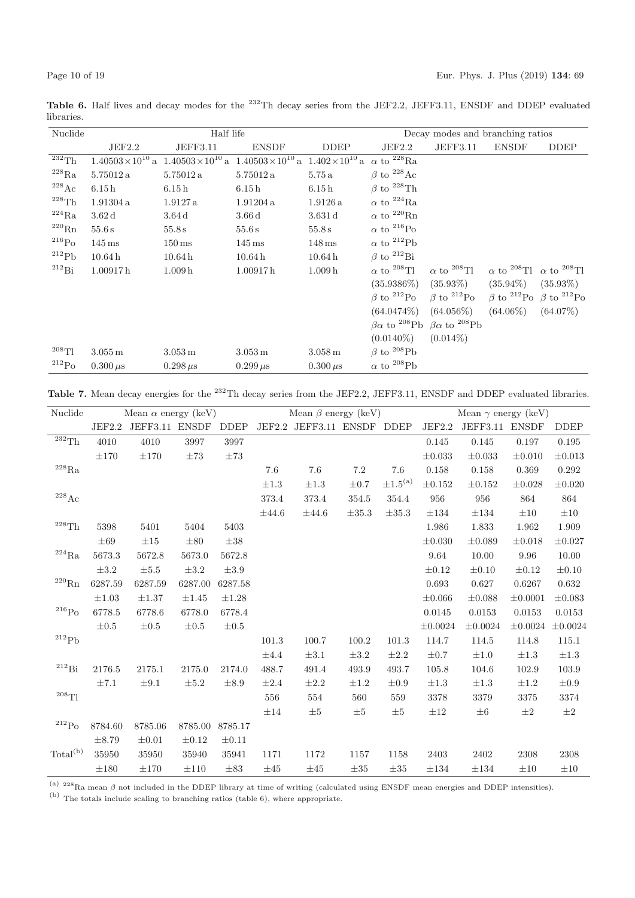**Table 6.** Half lives and decay modes for the $^{232}$Th decay series from the JEF2.2, JEFF3.11, ENSDF and DDEP evaluated libraries.

| Nuclide | Half life | | | | Decay modes and branching ratios | | | |
|---|---|---|---|---|---|---|---|---|
| | JEF2.2 | JEFF3.11 | ENSDF | DDEP | JEF2.2 | JEFF3.11 | ENSDF | DDEP |
| $^{232}$Th | $1.40503\times10^{10}$ a | $1.40503\times10^{10}$ a | $1.40503\times10^{10}$ a | $1.402\times10^{10}$ a | $\alpha$ to $^{228}$Ra | | | |
| $^{228}$Ra | 5.75012 a | 5.75012 a | 5.75012 a | 5.75 a | $\beta$ to $^{228}$Ac | | | |
| $^{228}$Ac | 6.15 h | 6.15 h | 6.15 h | 6.15 h | $\beta$ to $^{228}$Th | | | |
| $^{228}$Th | 1.91304 a | 1.9127 a | 1.91204 a | 1.9126 a | $\alpha$ to $^{224}$Ra | | | |
| $^{224}$Ra | 3.62 d | 3.64 d | 3.66 d | 3.631 d | $\alpha$ to $^{220}$Rn | | | |
| $^{220}$Rn | 55.6 s | 55.8 s | 55.6 s | 55.8 s | $\alpha$ to $^{216}$Po | | | |
| $^{216}$Po | 145 ms | 150 ms | 145 ms | 148 ms | $\alpha$ to $^{212}$Pb | | | |
| $^{212}$Pb | 10.64 h | 10.64 h | 10.64 h | 10.64 h | $\beta$ to $^{212}$Bi | | | |
| $^{212}$Bi | 1.00917 h | 1.009 h | 1.00917 h | 1.009 h | $\alpha$ to $^{208}$Tl | $\alpha$ to $^{208}$Tl | $\alpha$ to $^{208}$Tl | $\alpha$ to $^{208}$Tl |
| | | | | | (35.9386%) | (35.93%) | (35.94%) | (35.93%) |
| | | | | | $\beta$ to $^{212}$Po | $\beta$ to $^{212}$Po | $\beta$ to $^{212}$Po | $\beta$ to $^{212}$Po |
| | | | | | (64.0474%) | (64.056%) | (64.06%) | (64.07%) |
| | | | | | $\beta\alpha$ to $^{208}$Pb | $\beta\alpha$ to $^{208}$Pb | | |
| | | | | | (0.0140%) | (0.014%) | | |
| $^{208}$Tl | 3.055 m | 3.053 m | 3.053 m | 3.058 m | $\beta$ to $^{208}$Pb | | | |
| $^{212}$Po | 0.300 $\mu$s | 0.298 $\mu$s | 0.299 $\mu$s | 0.300 $\mu$s | $\alpha$ to $^{208}$Pb | | | |

**Table 7.** Mean decay energies for the $^{232}$Th decay series from the JEF2.2, JEFF3.11, ENSDF and DDEP evaluated libraries.

| Nuclide | Mean $\alpha$ energy (keV) | | | | Mean $\beta$ energy (keV) | | | | Mean $\gamma$ energy (keV) | | | |
|---|---|---|---|---|---|---|---|---|---|---|---|---|
| | JEF2.2 | JEFF3.11 | ENSDF | DDEP | JEF2.2 | JEFF3.11 | ENSDF | DDEP | JEF2.2 | JEFF3.11 | ENSDF | DDEP |
| $^{232}$Th | 4010 | 4010 | 3997 | 3997 | | | | | 0.145 | 0.145 | 0.197 | 0.195 |
| | ±170 | ±170 | ±73 | ±73 | | | | | ±0.033 | ±0.033 | ±0.010 | ±0.013 |
| $^{228}$Ra | | | | | 7.6 | 7.6 | 7.2 | 7.6 | 0.158 | 0.158 | 0.369 | 0.292 |
| | | | | | ±1.3 | ±1.3 | ±0.7 | ±1.5[(a)] | ±0.152 | ±0.152 | ±0.028 | ±0.020 |
| $^{228}$Ac | | | | | 373.4 | 373.4 | 354.5 | 354.4 | 956 | 956 | 864 | 864 |
| | | | | | ±44.6 | ±44.6 | ±35.3 | ±35.3 | ±134 | ±134 | ±10 | ±10 |
| $^{228}$Th | 5398 | 5401 | 5404 | 5403 | | | | | 1.986 | 1.833 | 1.962 | 1.909 |
| | ±69 | ±15 | ±80 | ±38 | | | | | ±0.030 | ±0.089 | ±0.018 | ±0.027 |
| $^{224}$Ra | 5673.3 | 5672.8 | 5673.0 | 5672.8 | | | | | 9.64 | 10.00 | 9.96 | 10.00 |
| | ±3.2 | ±5.5 | ±3.2 | ±3.9 | | | | | ±0.12 | ±0.10 | ±0.12 | ±0.10 |
| $^{220}$Rn | 6287.59 | 6287.59 | 6287.00 | 6287.58 | | | | | 0.693 | 0.627 | 0.6267 | 0.632 |
| | ±1.03 | ±1.37 | ±1.45 | ±1.28 | | | | | ±0.066 | ±0.088 | ±0.0001 | ±0.083 |
| $^{216}$Po | 6778.5 | 6778.6 | 6778.0 | 6778.4 | | | | | 0.0145 | 0.0153 | 0.0153 | 0.0153 |
| | ±0.5 | ±0.5 | ±0.5 | ±0.5 | | | | | ±0.0024 | ±0.0024 | ±0.0024 | ±0.0024 |
| $^{212}$Pb | | | | | 101.3 | 100.7 | 100.2 | 101.3 | 114.7 | 114.5 | 114.8 | 115.1 |
| | | | | | ±4.4 | ±3.1 | ±3.2 | ±2.2 | ±0.7 | ±1.0 | ±1.3 | ±1.3 |
| $^{212}$Bi | 2176.5 | 2175.1 | 2175.0 | 2174.0 | 488.7 | 491.4 | 493.9 | 493.7 | 105.8 | 104.6 | 102.9 | 103.9 |
| | ±7.1 | ±9.1 | ±5.2 | ±8.9 | ±2.4 | ±2.2 | ±1.2 | ±0.9 | ±1.3 | ±1.3 | ±1.2 | ±0.9 |
| $^{208}$Tl | | | | | 556 | 554 | 560 | 559 | 3378 | 3379 | 3375 | 3374 |
| | | | | | ±14 | ±5 | ±5 | ±5 | ±12 | ±6 | ±2 | ±2 |
| $^{212}$Po | 8784.60 | 8785.06 | 8785.00 | 8785.17 | | | | | | | | |
| | ±8.79 | ±0.01 | ±0.12 | ±0.11 | | | | | | | | |
| Total[(b)] | 35950 | 35950 | 35940 | 35941 | 1171 | 1172 | 1157 | 1158 | 2403 | 2402 | 2308 | 2308 |
| | ±180 | ±170 | ±110 | ±83 | ±45 | ±45 | ±35 | ±35 | ±134 | ±134 | ±10 | ±10 |

(a) $^{228}$Ra mean $\beta$ not included in the DDEP library at time of writing (calculated using ENSDF mean energies and DDEP intensities).

(b) The totals include scaling to branching ratios (table 6), where appropriate.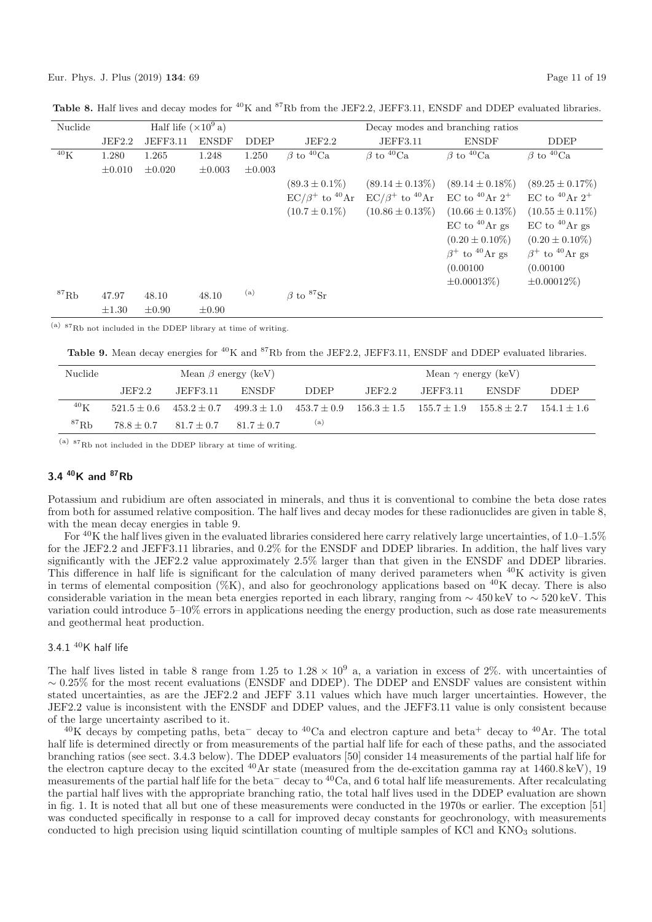**Table 8.** Half lives and decay modes for $^{40}$K and $^{87}$Rb from the JEF2.2, JEFF3.11, ENSDF and DDEP evaluated libraries.

| Nuclide | Half life ($\times 10^9$ a) | | | | Decay modes and branching ratios | | | |
|---|---|---|---|---|---|---|---|---|
| | JEF2.2 | JEFF3.11 | ENSDF | DDEP | JEF2.2 | JEFF3.11 | ENSDF | DDEP |
| $^{40}$K | 1.280 $\pm 0.010$ | 1.265 $\pm 0.020$ | 1.248 $\pm 0.003$ | 1.250 $\pm 0.003$ | $\beta$ to $^{40}$Ca $(89.3 \pm 0.1\%)$ EC/$\beta^+$ to $^{40}$Ar $(10.7 \pm 0.1\%)$ | $\beta$ to $^{40}$Ca $(89.14 \pm 0.13\%)$ EC/$\beta^+$ to $^{40}$Ar $(10.86 \pm 0.13\%)$ | $\beta$ to $^{40}$Ca $(89.14 \pm 0.18\%)$ EC to $^{40}$Ar $2^+$ $(10.66 \pm 0.13\%)$ EC to $^{40}$Ar gs $(0.20 \pm 0.10\%)$ $\beta^+$ to $^{40}$Ar gs $(0.00100 \pm 0.00013\%)$ | $\beta$ to $^{40}$Ca $(89.25 \pm 0.17\%)$ EC to $^{40}$Ar $2^+$ $(10.55 \pm 0.11\%)$ EC to $^{40}$Ar gs $(0.20 \pm 0.10\%)$ $\beta^+$ to $^{40}$Ar gs $(0.00100 \pm 0.00012\%)$ |
| $^{87}$Rb | 47.97 $\pm 1.30$ | 48.10 $\pm 0.90$ | 48.10 $\pm 0.90$ | (a) | $\beta$ to $^{87}$Sr | | | |

(a) $^{87}$Rb not included in the DDEP library at time of writing.

**Table 9.** Mean decay energies for $^{40}$K and $^{87}$Rb from the JEF2.2, JEFF3.11, ENSDF and DDEP evaluated libraries.

| Nuclide | Mean $\beta$ energy (keV) | | | | Mean $\gamma$ energy (keV) | | | |
|---|---|---|---|---|---|---|---|---|
| | JEF2.2 | JEFF3.11 | ENSDF | DDEP | JEF2.2 | JEFF3.11 | ENSDF | DDEP |
| $^{40}$K | $521.5 \pm 0.6$ | $453.2 \pm 0.7$ | $499.3 \pm 1.0$ | $453.7 \pm 0.9$ | $156.3 \pm 1.5$ | $155.7 \pm 1.9$ | $155.8 \pm 2.7$ | $154.1 \pm 1.6$ |
| $^{87}$Rb | $78.8 \pm 0.7$ | $81.7 \pm 0.7$ | $81.7 \pm 0.7$ | (a) | | | | |

(a) $^{87}$Rb not included in the DDEP library at time of writing.

## 3.4 $^{40}$K and $^{87}$Rb

Potassium and rubidium are often associated in minerals, and thus it is conventional to combine the beta dose rates from both for assumed relative composition. The half lives and decay modes for these radionuclides are given in table 8, with the mean decay energies in table 9.

For $^{40}$K the half lives given in the evaluated libraries considered here carry relatively large uncertainties, of 1.0–1.5% for the JEF2.2 and JEFF3.11 libraries, and 0.2% for the ENSDF and DDEP libraries. In addition, the half lives vary significantly with the JEF2.2 value approximately 2.5% larger than that given in the ENSDF and DDEP libraries. This difference in half life is significant for the calculation of many derived parameters when $^{40}$K activity is given in terms of elemental composition (%K), and also for geochronology applications based on $^{40}$K decay. There is also considerable variation in the mean beta energies reported in each library, ranging from $\sim 450$ keV to $\sim 520$ keV. This variation could introduce 5–10% errors in applications needing the energy production, such as dose rate measurements and geothermal heat production.

### 3.4.1 $^{40}$K half life

The half lives listed in table 8 range from 1.25 to $1.28 \times 10^9$ a, a variation in excess of 2%. with uncertainties of $\sim 0.25\%$ for the most recent evaluations (ENSDF and DDEP). The DDEP and ENSDF values are consistent within stated uncertainties, as are the JEF2.2 and JEFF 3.11 values which have much larger uncertainties. However, the JEF2.2 value is inconsistent with the ENSDF and DDEP values, and the JEFF3.11 value is only consistent because of the large uncertainty ascribed to it.

$^{40}$K decays by competing paths, beta$^-$ decay to $^{40}$Ca and electron capture and beta$^+$ decay to $^{40}$Ar. The total half life is determined directly or from measurements of the partial half life for each of these paths, and the associated branching ratios (see sect. 3.4.3 below). The DDEP evaluators [50] consider 14 measurements of the partial half life for the electron capture decay to the excited $^{40}$Ar state (measured from the de-excitation gamma ray at 1460.8 keV), 19 measurements of the partial half life for the beta$^-$ decay to $^{40}$Ca, and 6 total half life measurements. After recalculating the partial half lives with the appropriate branching ratio, the total half lives used in the DDEP evaluation are shown in fig. 1. It is noted that all but one of these measurements were conducted in the 1970s or earlier. The exception [51] was conducted specifically in response to a call for improved decay constants for geochronology, with measurements conducted to high precision using liquid scintillation counting of multiple samples of KCl and $KNO_3$ solutions.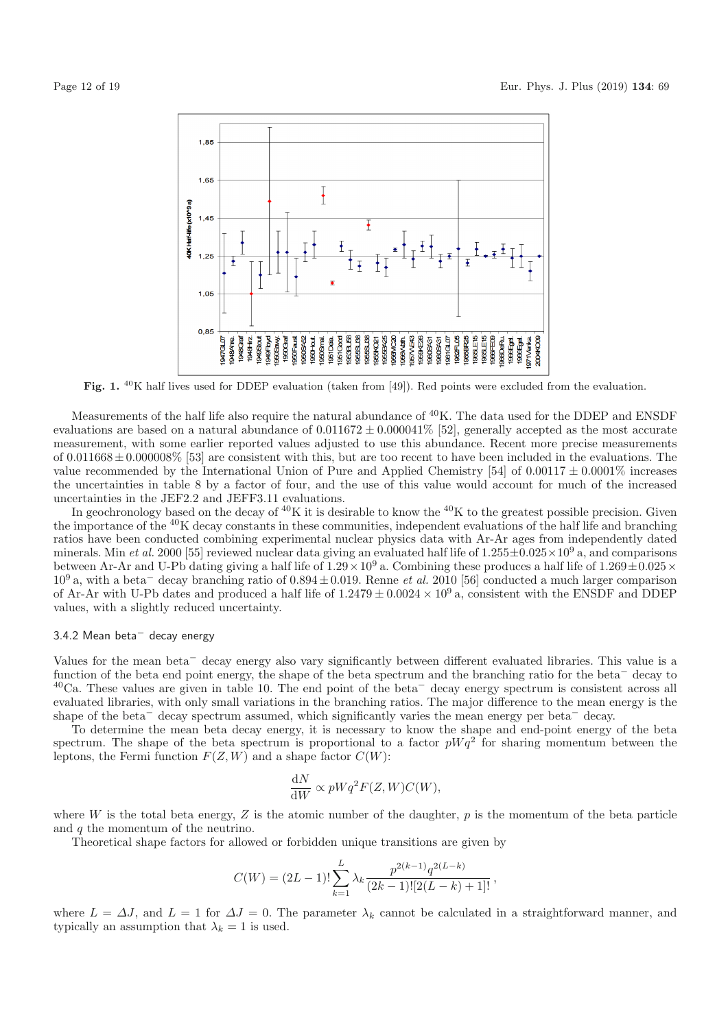Fig. 1. $^{40}$K half lives used for DDEP evaluation (taken from [49]). Red points were excluded from the evaluation.

Measurements of the half life also require the natural abundance of $^{40}$K. The data used for the DDEP and ENSDF evaluations are based on a natural abundance of $0.011672 \pm 0.000041\%$ [52], generally accepted as the most accurate measurement, with some earlier reported values adjusted to use this abundance. Recent more precise measurements of $0.011668 \pm 0.000008\%$ [53] are consistent with this, but are too recent to have been included in the evaluations. The value recommended by the International Union of Pure and Applied Chemistry [54] of $0.00117 \pm 0.0001\%$ increases the uncertainties in table 8 by a factor of four, and the use of this value would account for much of the increased uncertainties in the JEF2.2 and JEFF3.11 evaluations.

In geochronology based on the decay of $^{40}$K it is desirable to know the $^{40}$K to the greatest possible precision. Given the importance of the $^{40}$K decay constants in these communities, independent evaluations of the half life and branching ratios have been conducted combining experimental nuclear physics data with Ar-Ar ages from independently dated minerals. Min *et al.* 2000 [55] reviewed nuclear data giving an evaluated half life of $1.255 \pm 0.025 \times 10^9$ a, and comparisons between Ar-Ar and U-Pb dating giving a half life of $1.29 \times 10^9$ a. Combining these produces a half life of $1.269 \pm 0.025 \times 10^9$ a, with a beta$^-$ decay branching ratio of $0.894 \pm 0.019$. Renne *et al.* 2010 [56] conducted a much larger comparison of Ar-Ar with U-Pb dates and produced a half life of $1.2479 \pm 0.0024 \times 10^9$ a, consistent with the ENSDF and DDEP values, with a slightly reduced uncertainty.

### 3.4.2 Mean beta$^-$ decay energy

Values for the mean beta$^-$ decay energy also vary significantly between different evaluated libraries. This value is a function of the beta end point energy, the shape of the beta spectrum and the branching ratio for the beta$^-$ decay to $^{40}$Ca. These values are given in table 10. The end point of the beta$^-$ decay energy spectrum is consistent across all evaluated libraries, with only small variations in the branching ratios. The major difference to the mean energy is the shape of the beta$^-$ decay spectrum assumed, which significantly varies the mean energy per beta$^-$ decay.

To determine the mean beta decay energy, it is necessary to know the shape and end-point energy of the beta spectrum. The shape of the beta spectrum is proportional to a factor $pWq^2$ for sharing momentum between the leptons, the Fermi function $F(Z, W)$ and a shape factor $C(W)$:

$$\frac{\mathrm{d}N}{\mathrm{d}W} \propto pWq^2 F(Z, W) C(W),$$

where $W$ is the total beta energy, $Z$ is the atomic number of the daughter, $p$ is the momentum of the beta particle and $q$ the momentum of the neutrino.

Theoretical shape factors for allowed or forbidden unique transitions are given by

$$C(W) = (2L-1)! \sum_{k=1}^{L} \lambda_k \frac{p^{2(k-1)} q^{2(L-k)}}{(2k-1)![2(L-k)+1]!},$$

where $L = \Delta J$, and $L = 1$ for $\Delta J = 0$. The parameter $\lambda_k$ cannot be calculated in a straightforward manner, and typically an assumption that $\lambda_k = 1$ is used.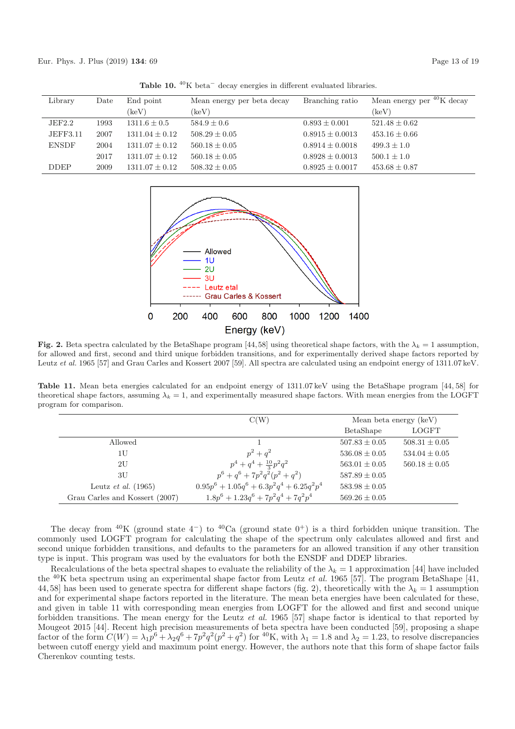**Table 10.** $^{40}$K beta$^-$ decay energies in different evaluated libraries.

| Library | Date | End point (keV) | Mean energy per beta decay (keV) | Branching ratio | Mean energy per $^{40}$K decay (keV) |
|---|---|---|---|---|---|
| JEF2.2 | 1993 | $1311.6 \pm 0.5$ | $584.9 \pm 0.6$ | $0.893 \pm 0.001$ | $521.48 \pm 0.62$ |
| JEFF3.11 | 2007 | $1311.04 \pm 0.12$ | $508.29 \pm 0.05$ | $0.8915 \pm 0.0013$ | $453.16 \pm 0.66$ |
| ENSDF | 2004 | $1311.07 \pm 0.12$ | $560.18 \pm 0.05$ | $0.8914 \pm 0.0018$ | $499.3 \pm 1.0$ |
| | 2017 | $1311.07 \pm 0.12$ | $560.18 \pm 0.05$ | $0.8928 \pm 0.0013$ | $500.1 \pm 1.0$ |
| DDEP | 2009 | $1311.07 \pm 0.12$ | $508.32 \pm 0.05$ | $0.8925 \pm 0.0017$ | $453.68 \pm 0.87$ |

**Fig. 2.** Beta spectra calculated by the BetaShape program [44,58] using theoretical shape factors, with the $\lambda_k = 1$ assumption, for allowed and first, second and third unique forbidden transitions, and for experimentally derived shape factors reported by Leutz *et al.* 1965 [57] and Grau Carles and Kossert 2007 [59]. All spectra are calculated using an endpoint energy of 1311.07 keV.

**Table 11.** Mean beta energies calculated for an endpoint energy of 1311.07 keV using the BetaShape program [44, 58] for theoretical shape factors, assuming $\lambda_k = 1$, and experimentally measured shape factors. With mean energies from the LOGFT program for comparison.

| | C(W) | Mean beta energy (keV) | |
|---|---|---|---|
| | | BetaShape | LOGFT |
| Allowed | 1 | $507.83 \pm 0.05$ | $508.31 \pm 0.05$ |
| 1U | $p^2 + q^2$ | $536.08 \pm 0.05$ | $534.04 \pm 0.05$ |
| 2U | $p^4 + q^4 + \frac{10}{3}p^2q^2$ | $563.01 \pm 0.05$ | $560.18 \pm 0.05$ |
| 3U | $p^6 + q^6 + 7p^2q^2(p^2 + q^2)$ | $587.89 \pm 0.05$ | |
| Leutz *et al.* (1965) | $0.95p^6 + 1.05q^6 + 6.3p^2q^4 + 6.25q^2p^4$ | $583.98 \pm 0.05$ | |
| Grau Carles and Kossert (2007) | $1.8p^6 + 1.23q^6 + 7p^2q^4 + 7q^2p^4$ | $569.26 \pm 0.05$ | |

The decay from $^{40}$K (ground state $4^-$) to $^{40}$Ca (ground state $0^+$) is a third forbidden unique transition. The commonly used LOGFT program for calculating the shape of the spectrum only calculates allowed and first and second unique forbidden transitions, and defaults to the parameters for an allowed transition if any other transition type is input. This program was used by the evaluators for both the ENSDF and DDEP libraries.

Recalculations of the beta spectral shapes to evaluate the reliability of the $\lambda_k = 1$ approximation [44] have included the $^{40}$K beta spectrum using an experimental shape factor from Leutz *et al.* 1965 [57]. The program BetaShape [41, 44, 58] has been used to generate spectra for different shape factors (fig. 2), theoretically with the $\lambda_k = 1$ assumption and for experimental shape factors reported in the literature. The mean beta energies have been calculated for these, and given in table 11 with corresponding mean energies from LOGFT for the allowed and first and second unique forbidden transitions. The mean energy for the Leutz *et al.* 1965 [57] shape factor is identical to that reported by Mougeot 2015 [44]. Recent high precision measurements of beta spectra have been conducted [59], proposing a shape factor of the form $C(W) = \lambda_1 p^6 + \lambda_2 q^6 + 7p^2q^2(p^2 + q^2)$ for $^{40}$K, with $\lambda_1 = 1.8$ and $\lambda_2 = 1.23$, to resolve discrepancies between cutoff energy yield and maximum point energy. However, the authors note that this form of shape factor fails Cherenkov counting tests.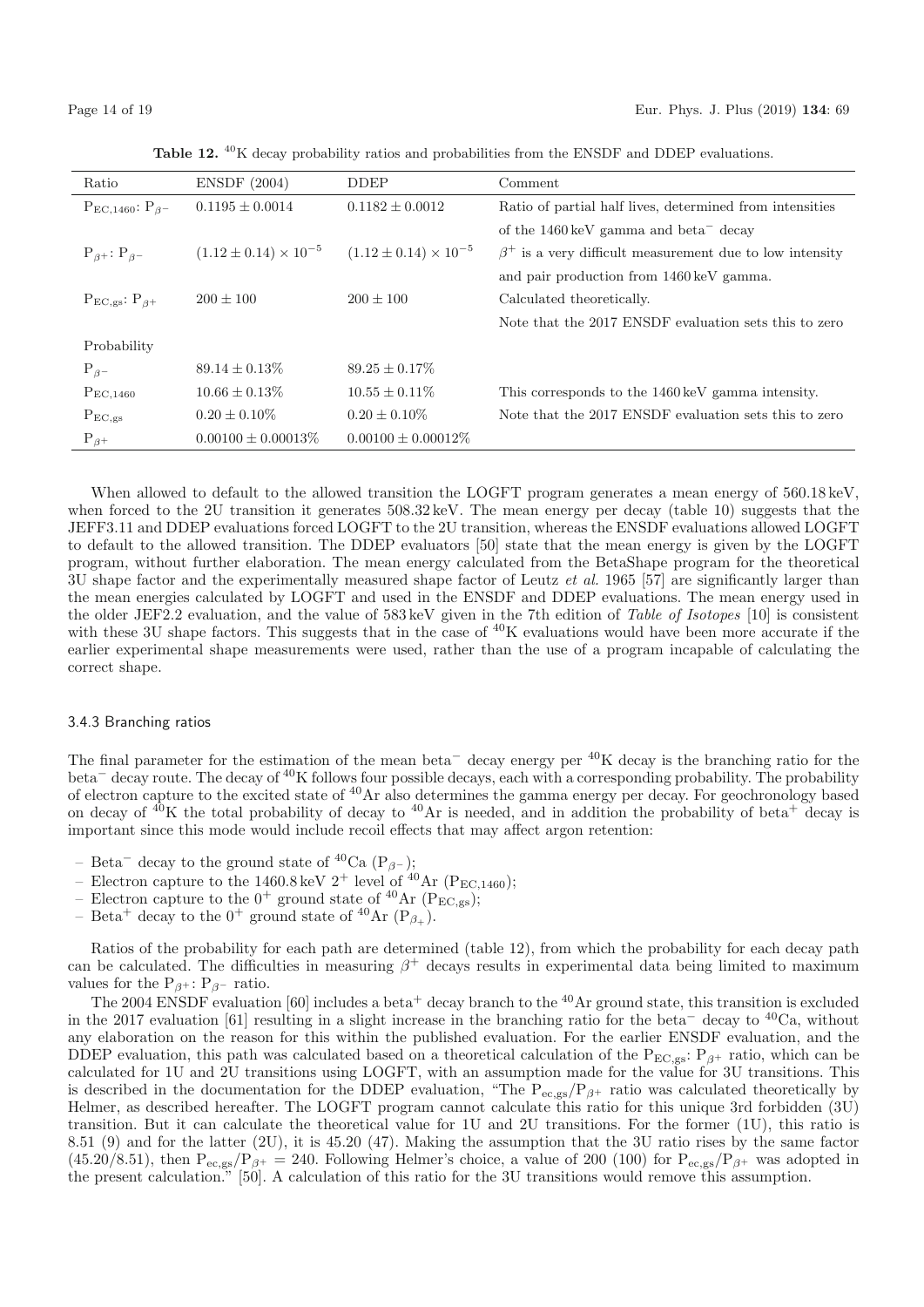**Table 12.** $^{40}K$ decay probability ratios and probabilities from the ENSDF and DDEP evaluations.

| Ratio | ENSDF (2004) | DDEP | Comment |
|---|---|---|---|
| $P_{EC,1460}$: $P_{\beta^-}$ | $0.1195 \pm 0.0014$ | $0.1182 \pm 0.0012$ | Ratio of partial half lives, determined from intensities of the 1460 keV gamma and beta$^-$ decay |
| $P_{\beta^+}$: $P_{\beta^-}$ | $(1.12 \pm 0.14) \times 10^{-5}$ | $(1.12 \pm 0.14) \times 10^{-5}$ | $\beta^+$ is a very difficult measurement due to low intensity and pair production from 1460 keV gamma. |
| $P_{EC,gs}$: $P_{\beta^+}$ | $200 \pm 100$ | $200 \pm 100$ | Calculated theoretically. Note that the 2017 ENSDF evaluation sets this to zero |
| Probability | | | |
| $P_{\beta^-}$ | $89.14 \pm 0.13\%$ | $89.25 \pm 0.17\%$ | |
| $P_{EC,1460}$ | $10.66 \pm 0.13\%$ | $10.55 \pm 0.11\%$ | This corresponds to the 1460 keV gamma intensity. |
| $P_{EC,gs}$ | $0.20 \pm 0.10\%$ | $0.20 \pm 0.10\%$ | Note that the 2017 ENSDF evaluation sets this to zero |
| $P_{\beta^+}$ | $0.00100 \pm 0.00013\%$ | $0.00100 \pm 0.00012\%$ | |

When allowed to default to the allowed transition the LOGFT program generates a mean energy of 560.18 keV, when forced to the 2U transition it generates 508.32 keV. The mean energy per decay (table 10) suggests that the JEFF3.11 and DDEP evaluations forced LOGFT to the 2U transition, whereas the ENSDF evaluations allowed LOGFT to default to the allowed transition. The DDEP evaluators [50] state that the mean energy is given by the LOGFT program, without further elaboration. The mean energy calculated from the BetaShape program for the theoretical 3U shape factor and the experimentally measured shape factor of Leutz *et al.* 1965 [57] are significantly larger than the mean energies calculated by LOGFT and used in the ENSDF and DDEP evaluations. The mean energy used in the older JEF2.2 evaluation, and the value of 583 keV given in the 7th edition of *Table of Isotopes* [10] is consistent with these 3U shape factors. This suggests that in the case of $^{40}K$ evaluations would have been more accurate if the earlier experimental shape measurements were used, rather than the use of a program incapable of calculating the correct shape.

### 3.4.3 Branching ratios

The final parameter for the estimation of the mean beta$^-$ decay energy per $^{40}K$ decay is the branching ratio for the beta$^-$ decay route. The decay of $^{40}K$ follows four possible decays, each with a corresponding probability. The probability of electron capture to the excited state of $^{40}Ar$ also determines the gamma energy per decay. For geochronology based on decay of $^{40}K$ the total probability of decay to $^{40}Ar$ is needed, and in addition the probability of beta$^+$ decay is important since this mode would include recoil effects that may affect argon retention:

- Beta$^-$ decay to the ground state of $^{40}Ca$ ($P_{\beta^-}$);
- Electron capture to the 1460.8 keV $2^+$ level of $^{40}Ar$ ($P_{EC,1460}$);
- Electron capture to the $0^+$ ground state of $^{40}Ar$ ($P_{EC,gs}$);
- Beta$^+$ decay to the $0^+$ ground state of $^{40}Ar$ ($P_{\beta_+}$).

Ratios of the probability for each path are determined (table 12), from which the probability for each decay path can be calculated. The difficulties in measuring $\beta^+$ decays results in experimental data being limited to maximum values for the $P_{\beta^+}$: $P_{\beta^-}$ ratio.

The 2004 ENSDF evaluation [60] includes a beta$^+$ decay branch to the $^{40}Ar$ ground state, this transition is excluded in the 2017 evaluation [61] resulting in a slight increase in the branching ratio for the beta$^-$ decay to $^{40}Ca$, without any elaboration on the reason for this within the published evaluation. For the earlier ENSDF evaluation, and the DDEP evaluation, this path was calculated based on a theoretical calculation of the $P_{EC,gs}$: $P_{\beta^+}$ ratio, which can be calculated for 1U and 2U transitions using LOGFT, with an assumption made for the value for 3U transitions. This is described in the documentation for the DDEP evaluation, "The $P_{ec,gs}/P_{\beta^+}$ ratio was calculated theoretically by Helmer, as described hereafter. The LOGFT program cannot calculate this ratio for this unique 3rd forbidden (3U) transition. But it can calculate the theoretical value for 1U and 2U transitions. For the former (1U), this ratio is 8.51 (9) and for the latter (2U), it is 45.20 (47). Making the assumption that the 3U ratio rises by the same factor (45.20/8.51), then $P_{ec,gs}/P_{\beta^+} = 240$. Following Helmer's choice, a value of 200 (100) for $P_{ec,gs}/P_{\beta^+}$ was adopted in the present calculation." [50]. A calculation of this ratio for the 3U transitions would remove this assumption.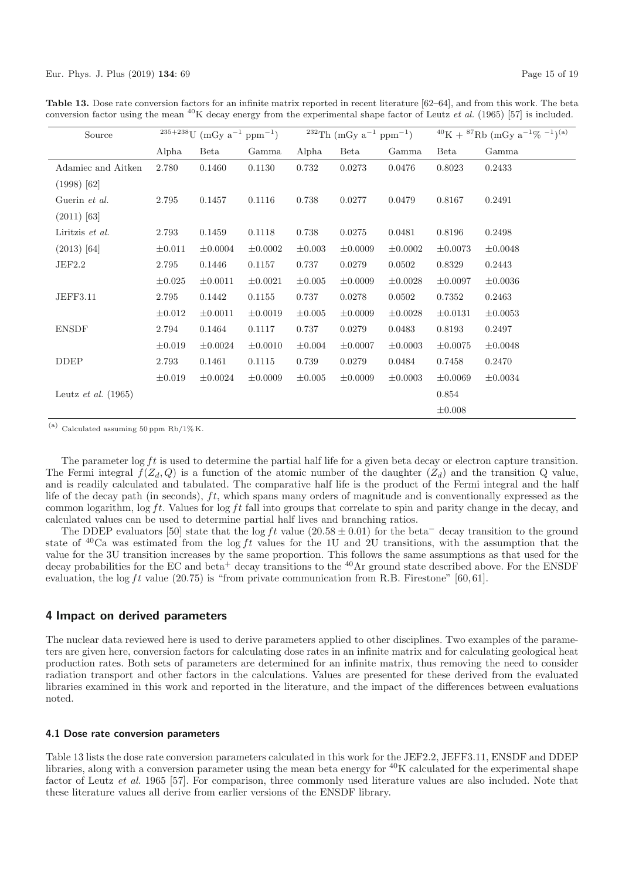**Table 13.** Dose rate conversion factors for an infinite matrix reported in recent literature [62–64], and from this work. The beta conversion factor using the mean $^{40}$K decay energy from the experimental shape factor of Leutz *et al.* (1965) [57] is included.

| Source | $^{235+238}$U (mGy a$^{-1}$ ppm$^{-1}$) | | | $^{232}$Th (mGy a$^{-1}$ ppm$^{-1}$) | | | $^{40}$K + $^{87}$Rb (mGy a$^{-1}$% $^{-1}$)[(a)] | |
|---|---|---|---|---|---|---|---|---|
| | Alpha | Beta | Gamma | Alpha | Beta | Gamma | Beta | Gamma |
| Adamiec and Aitken (1998) [62] | 2.780 | 0.1460 | 0.1130 | 0.732 | 0.0273 | 0.0476 | 0.8023 | 0.2433 |
| Guerin *et al.* (2011) [63] | 2.795 | 0.1457 | 0.1116 | 0.738 | 0.0277 | 0.0479 | 0.8167 | 0.2491 |
| Liritzis *et al.* (2013) [64] | 2.793 $\pm 0.011$ | 0.1459 $\pm 0.0004$ | 0.1118 $\pm 0.0002$ | 0.738 $\pm 0.003$ | 0.0275 $\pm 0.0009$ | 0.0481 $\pm 0.0002$ | 0.8196 $\pm 0.0073$ | 0.2498 $\pm 0.0048$ |
| JEF2.2 | 2.795 $\pm 0.025$ | 0.1446 $\pm 0.0011$ | 0.1157 $\pm 0.0021$ | 0.737 $\pm 0.005$ | 0.0279 $\pm 0.0009$ | 0.0502 $\pm 0.0028$ | 0.8329 $\pm 0.0097$ | 0.2443 $\pm 0.0036$ |
| JEFF3.11 | 2.795 $\pm 0.012$ | 0.1442 $\pm 0.0011$ | 0.1155 $\pm 0.0019$ | 0.737 $\pm 0.005$ | 0.0278 $\pm 0.0009$ | 0.0502 $\pm 0.0028$ | 0.7352 $\pm 0.0131$ | 0.2463 $\pm 0.0053$ |
| ENSDF | 2.794 $\pm 0.019$ | 0.1464 $\pm 0.0024$ | 0.1117 $\pm 0.0010$ | 0.737 $\pm 0.004$ | 0.0279 $\pm 0.0007$ | 0.0483 $\pm 0.0003$ | 0.8193 $\pm 0.0075$ | 0.2497 $\pm 0.0048$ |
| DDEP | 2.793 $\pm 0.019$ | 0.1461 $\pm 0.0024$ | 0.1115 $\pm 0.0009$ | 0.739 $\pm 0.005$ | 0.0279 $\pm 0.0009$ | 0.0484 $\pm 0.0003$ | 0.7458 $\pm 0.0069$ | 0.2470 $\pm 0.0034$ |
| Leutz *et al.* (1965) | | | | | | | 0.854 $\pm 0.008$ | |

(a) Calculated assuming 50 ppm Rb/1% K.

The parameter $\log ft$ is used to determine the partial half life for a given beta decay or electron capture transition. The Fermi integral $f(Z_d, Q)$ is a function of the atomic number of the daughter ($Z_d$) and the transition Q value, and is readily calculated and tabulated. The comparative half life is the product of the Fermi integral and the half life of the decay path (in seconds), $ft$, which spans many orders of magnitude and is conventionally expressed as the common logarithm, $\log ft$. Values for $\log ft$ fall into groups that correlate to spin and parity change in the decay, and calculated values can be used to determine partial half lives and branching ratios.

The DDEP evaluators [50] state that the $\log ft$ value ($20.58 \pm 0.01$) for the beta$^-$ decay transition to the ground state of $^{40}$Ca was estimated from the $\log ft$ values for the 1U and 2U transitions, with the assumption that the value for the 3U transition increases by the same proportion. This follows the same assumptions as that used for the decay probabilities for the EC and beta$^+$ decay transitions to the $^{40}$Ar ground state described above. For the ENSDF evaluation, the $\log ft$ value (20.75) is "from private communication from R.B. Firestone" [60, 61].

## 4 Impact on derived parameters

The nuclear data reviewed here is used to derive parameters applied to other disciplines. Two examples of the parameters are given here, conversion factors for calculating dose rates in an infinite matrix and for calculating geological heat production rates. Both sets of parameters are determined for an infinite matrix, thus removing the need to consider radiation transport and other factors in the calculations. Values are presented for these derived from the evaluated libraries examined in this work and reported in the literature, and the impact of the differences between evaluations noted.

### 4.1 Dose rate conversion parameters

Table 13 lists the dose rate conversion parameters calculated in this work for the JEF2.2, JEFF3.11, ENSDF and DDEP libraries, along with a conversion parameter using the mean beta energy for $^{40}$K calculated for the experimental shape factor of Leutz *et al.* 1965 [57]. For comparison, three commonly used literature values are also included. Note that these literature values all derive from earlier versions of the ENSDF library.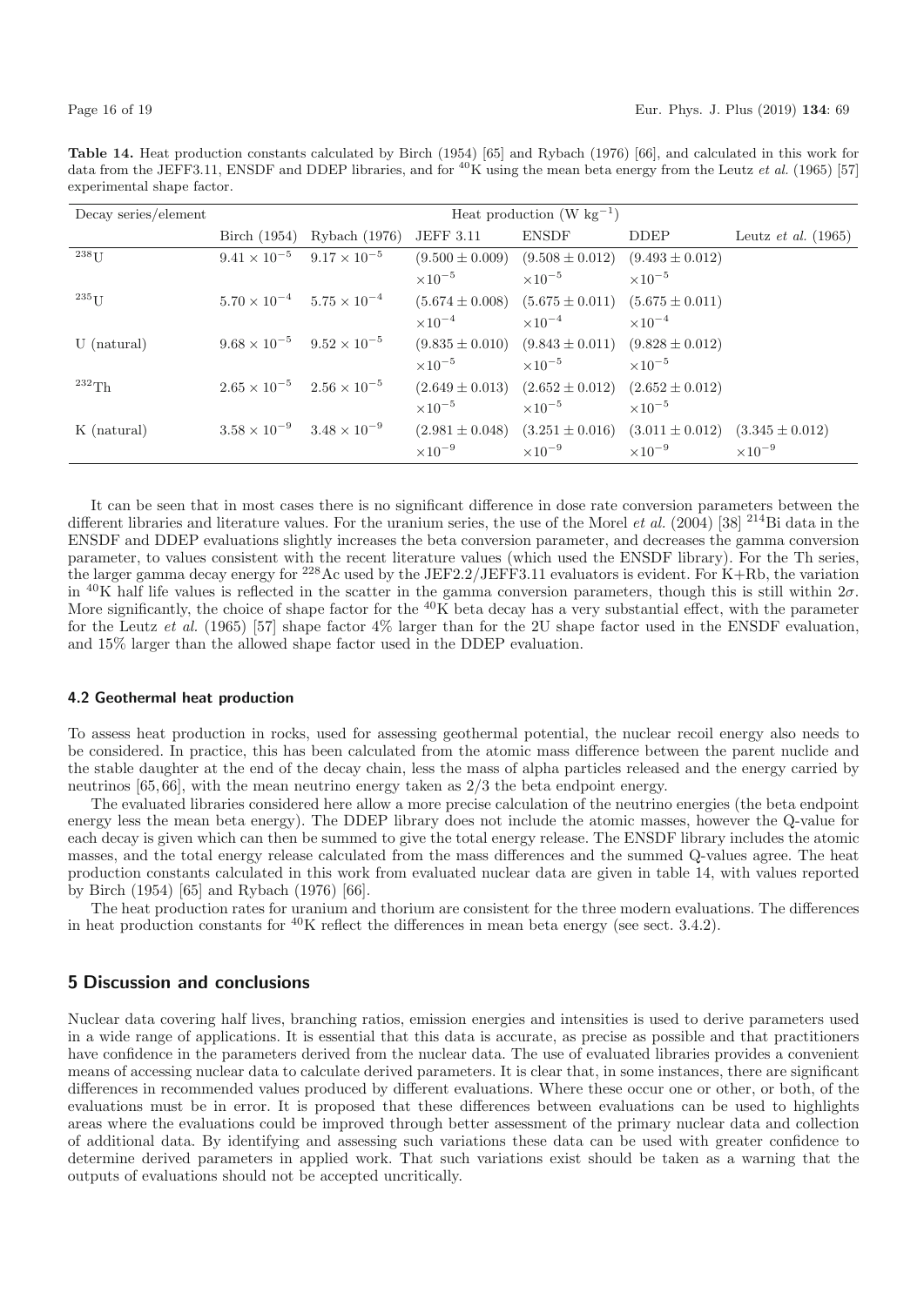**Table 14.** Heat production constants calculated by Birch (1954) [65] and Rybach (1976) [66], and calculated in this work for data from the JEFF3.11, ENSDF and DDEP libraries, and for $^{40}$K using the mean beta energy from the Leutz *et al.* (1965) [57] experimental shape factor.

| Decay series/element | Heat production (W kg$^{-1}$) | | | | | |
|---|---|---|---|---|---|---|
| | Birch (1954) | Rybach (1976) | JEFF 3.11 | ENSDF | DDEP | Leutz *et al.* (1965) |
| $^{238}$U | $9.41 \times 10^{-5}$ | $9.17 \times 10^{-5}$ | $(9.500 \pm 0.009) \times 10^{-5}$ | $(9.508 \pm 0.012) \times 10^{-5}$ | $(9.493 \pm 0.012) \times 10^{-5}$ | |
| $^{235}$U | $5.70 \times 10^{-4}$ | $5.75 \times 10^{-4}$ | $(5.674 \pm 0.008) \times 10^{-4}$ | $(5.675 \pm 0.011) \times 10^{-4}$ | $(5.675 \pm 0.011) \times 10^{-4}$ | |
| U (natural) | $9.68 \times 10^{-5}$ | $9.52 \times 10^{-5}$ | $(9.835 \pm 0.010) \times 10^{-5}$ | $(9.843 \pm 0.011) \times 10^{-5}$ | $(9.828 \pm 0.012) \times 10^{-5}$ | |
| $^{232}$Th | $2.65 \times 10^{-5}$ | $2.56 \times 10^{-5}$ | $(2.649 \pm 0.013) \times 10^{-5}$ | $(2.652 \pm 0.012) \times 10^{-5}$ | $(2.652 \pm 0.012) \times 10^{-5}$ | |
| K (natural) | $3.58 \times 10^{-9}$ | $3.48 \times 10^{-9}$ | $(2.981 \pm 0.048) \times 10^{-9}$ | $(3.251 \pm 0.016) \times 10^{-9}$ | $(3.011 \pm 0.012) \times 10^{-9}$ | $(3.345 \pm 0.012) \times 10^{-9}$ |

It can be seen that in most cases there is no significant difference in dose rate conversion parameters between the different libraries and literature values. For the uranium series, the use of the Morel *et al.* (2004) [38] $^{214}$Bi data in the ENSDF and DDEP evaluations slightly increases the beta conversion parameter, and decreases the gamma conversion parameter, to values consistent with the recent literature values (which used the ENSDF library). For the Th series, the larger gamma decay energy for $^{228}$Ac used by the JEF2.2/JEFF3.11 evaluators is evident. For K+Rb, the variation in $^{40}$K half life values is reflected in the scatter in the gamma conversion parameters, though this is still within $2\sigma$. More significantly, the choice of shape factor for the $^{40}$K beta decay has a very substantial effect, with the parameter for the Leutz *et al.* (1965) [57] shape factor 4% larger than for the 2U shape factor used in the ENSDF evaluation, and 15% larger than the allowed shape factor used in the DDEP evaluation.

### 4.2 Geothermal heat production

To assess heat production in rocks, used for assessing geothermal potential, the nuclear recoil energy also needs to be considered. In practice, this has been calculated from the atomic mass difference between the parent nuclide and the stable daughter at the end of the decay chain, less the mass of alpha particles released and the energy carried by neutrinos [65,66], with the mean neutrino energy taken as 2/3 the beta endpoint energy.

The evaluated libraries considered here allow a more precise calculation of the neutrino energies (the beta endpoint energy less the mean beta energy). The DDEP library does not include the atomic masses, however the Q-value for each decay is given which can then be summed to give the total energy release. The ENSDF library includes the atomic masses, and the total energy release calculated from the mass differences and the summed Q-values agree. The heat production constants calculated in this work from evaluated nuclear data are given in table 14, with values reported by Birch (1954) [65] and Rybach (1976) [66].

The heat production rates for uranium and thorium are consistent for the three modern evaluations. The differences in heat production constants for $^{40}$K reflect the differences in mean beta energy (see sect. 3.4.2).

## 5 Discussion and conclusions

Nuclear data covering half lives, branching ratios, emission energies and intensities is used to derive parameters used in a wide range of applications. It is essential that this data is accurate, as precise as possible and that practitioners have confidence in the parameters derived from the nuclear data. The use of evaluated libraries provides a convenient means of accessing nuclear data to calculate derived parameters. It is clear that, in some instances, there are significant differences in recommended values produced by different evaluations. Where these occur one or other, or both, of the evaluations must be in error. It is proposed that these differences between evaluations can be used to highlights areas where the evaluations could be improved through better assessment of the primary nuclear data and collection of additional data. By identifying and assessing such variations these data can be used with greater confidence to determine derived parameters in applied work. That such variations exist should be taken as a warning that the outputs of evaluations should not be accepted uncritically.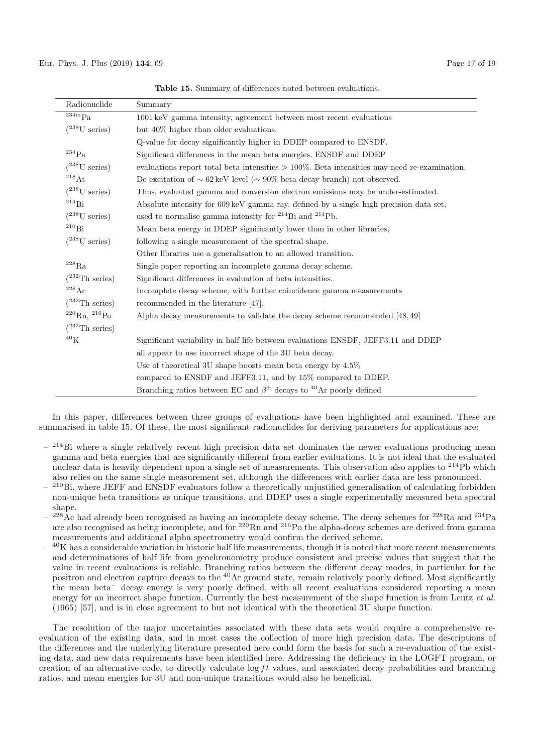**Table 15.** Summary of differences noted between evaluations.

| Radionuclide | Summary |
|---|---|
| $^{234m}$Pa ($^{238}$U series) | 1001 keV gamma intensity, agreement between most recent evaluations but 40% higher than older evaluations. |
| | Q-value for decay significantly higher in DDEP compared to ENSDF. |
| $^{234}$Pa ($^{238}$U series) | Significant differences in the mean beta energies. ENSDF and DDEP evaluations report total beta intensities > 100%. Beta intensities may need re-examination. |
| $^{218}$At ($^{238}$U series) | De-excitation of ∼ 62 keV level (∼ 90% beta decay branch) not observed. Thus, evaluated gamma and conversion electron emissions may be under-estimated. |
| $^{214}$Bi ($^{238}$U series) | Absolute intensity for 609 keV gamma ray, defined by a single high precision data set, used to normalise gamma intensity for $^{214}$Bi and $^{214}$Pb. |
| $^{210}$Bi ($^{238}$U series) | Mean beta energy in DDEP significantly lower than in other libraries, following a single measurement of the spectral shape. |
| | Other libraries use a generalisation to an allowed transition. |
| $^{228}$Ra ($^{232}$Th series) | Single paper reporting an incomplete gamma decay scheme. Significant differences in evaluation of beta intensities. |
| $^{228}$Ac ($^{232}$Th series) | Incomplete decay scheme, with further coincidence gamma measurements recommended in the literature [47]. |
| $^{220}$Rn, $^{216}$Po ($^{232}$Th series) | Alpha decay measurements to validate the decay scheme recommended [48, 49] |
| $^{40}$K | Significant variability in half life between evaluations ENSDF, JEFF3.11 and DDEP all appear to use incorrect shape of the 3U beta decay. |
| | Use of theoretical 3U shape boosts mean beta energy by 4.5% compared to ENSDF and JEFF3.11, and by 15% compared to DDEP. |
| | Branching ratios between EC and $\beta^+$ decays to $^{40}$Ar poorly defined |

In this paper, differences between three groups of evaluations have been highlighted and examined. These are summarised in table 15. Of these, the most significant radionuclides for deriving parameters for applications are:

- $^{214}$Bi where a single relatively recent high precision data set dominates the newer evaluations producing mean gamma and beta energies that are significantly different from earlier evaluations. It is not ideal that the evaluated nuclear data is heavily dependent upon a single set of measurements. This observation also applies to $^{214}$Pb which also relies on the same single measurement set, although the differences with earlier data are less pronounced.
- $^{210}$Bi, where JEFF and ENSDF evaluators follow a theoretically unjustified generalisation of calculating forbidden non-unique beta transitions as unique transitions, and DDEP uses a single experimentally measured beta spectral shape.
- $^{228}$Ac had already been recognised as having an incomplete decay scheme. The decay schemes for $^{228}$Ra and $^{234}$Pa are also recognised as being incomplete, and for $^{220}$Rn and $^{216}$Po the alpha-decay schemes are derived from gamma measurements and additional alpha spectrometry would confirm the derived scheme.
- $^{40}$K has a considerable variation in historic half life measurements, though it is noted that more recent measurements and determinations of half life from geochronometry produce consistent and precise values that suggest that the value in recent evaluations is reliable. Branching ratios between the different decay modes, in particular for the positron and electron capture decays to the $^{40}$Ar ground state, remain relatively poorly defined. Most significantly the mean beta$^-$ decay energy is very poorly defined, with all recent evaluations considered reporting a mean energy for an incorrect shape function. Currently the best measurement of the shape function is from Leutz *et al.* (1965) [57], and is in close agreement to but not identical with the theoretical 3U shape function.

The resolution of the major uncertainties associated with these data sets would require a comprehensive re-evaluation of the existing data, and in most cases the collection of more high precision data. The descriptions of the differences and the underlying literature presented here could form the basis for such a re-evaluation of the existing data, and new data requirements have been identified here. Addressing the deficiency in the LOGFT program, or creation of an alternative code, to directly calculate $\log ft$ values, and associated decay probabilities and branching ratios, and mean energies for 3U and non-unique transitions would also be beneficial.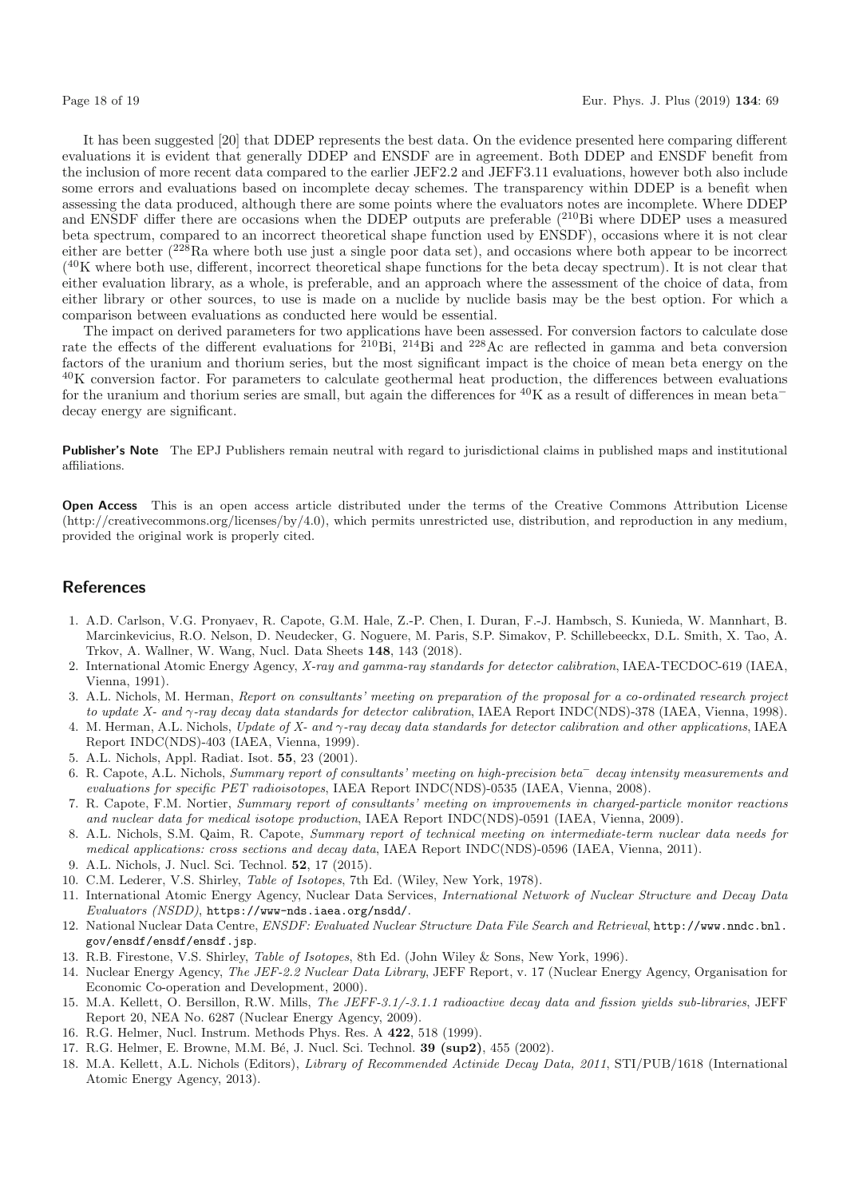It has been suggested [20] that DDEP represents the best data. On the evidence presented here comparing different evaluations it is evident that generally DDEP and ENSDF are in agreement. Both DDEP and ENSDF benefit from the inclusion of more recent data compared to the earlier JEF2.2 and JEFF3.11 evaluations, however both also include some errors and evaluations based on incomplete decay schemes. The transparency within DDEP is a benefit when assessing the data produced, although there are some points where the evaluators notes are incomplete. Where DDEP and ENSDF differ there are occasions when the DDEP outputs are preferable ($^{210}$Bi where DDEP uses a measured beta spectrum, compared to an incorrect theoretical shape function used by ENSDF), occasions where it is not clear either are better ($^{228}$Ra where both use just a single poor data set), and occasions where both appear to be incorrect ($^{40}$K where both use, different, incorrect theoretical shape functions for the beta decay spectrum). It is not clear that either evaluation library, as a whole, is preferable, and an approach where the assessment of the choice of data, from either library or other sources, to use is made on a nuclide by nuclide basis may be the best option. For which a comparison between evaluations as conducted here would be essential.

The impact on derived parameters for two applications have been assessed. For conversion factors to calculate dose rate the effects of the different evaluations for $^{210}$Bi, $^{214}$Bi and $^{228}$Ac are reflected in gamma and beta conversion factors of the uranium and thorium series, but the most significant impact is the choice of mean beta energy on the $^{40}$K conversion factor. For parameters to calculate geothermal heat production, the differences between evaluations for the uranium and thorium series are small, but again the differences for $^{40}$K as a result of differences in mean beta$^-$ decay energy are significant.

**Publisher's Note** The EPJ Publishers remain neutral with regard to jurisdictional claims in published maps and institutional affiliations.

**Open Access** This is an open access article distributed under the terms of the Creative Commons Attribution License (http://creativecommons.org/licenses/by/4.0), which permits unrestricted use, distribution, and reproduction in any medium, provided the original work is properly cited.

## References

1. A.D. Carlson, V.G. Pronyaev, R. Capote, G.M. Hale, Z.-P. Chen, I. Duran, F.-J. Hambsch, S. Kunieda, W. Mannhart, B. Marcinkevicius, R.O. Nelson, D. Neudecker, G. Noguere, M. Paris, S.P. Simakov, P. Schillebeeckx, D.L. Smith, X. Tao, A. Trkov, A. Wallner, W. Wang, Nucl. Data Sheets **148**, 143 (2018).
2. International Atomic Energy Agency, *X-ray and gamma-ray standards for detector calibration*, IAEA-TECDOC-619 (IAEA, Vienna, 1991).
3. A.L. Nichols, M. Herman, *Report on consultants' meeting on preparation of the proposal for a co-ordinated research project to update X- and $\gamma$-ray decay data standards for detector calibration*, IAEA Report INDC(NDS)-378 (IAEA, Vienna, 1998).
4. M. Herman, A.L. Nichols, *Update of X- and $\gamma$-ray decay data standards for detector calibration and other applications*, IAEA Report INDC(NDS)-403 (IAEA, Vienna, 1999).
5. A.L. Nichols, Appl. Radiat. Isot. **55**, 23 (2001).
6. R. Capote, A.L. Nichols, *Summary report of consultants' meeting on high-precision beta$^-$ decay intensity measurements and evaluations for specific PET radioisotopes*, IAEA Report INDC(NDS)-0535 (IAEA, Vienna, 2008).
7. R. Capote, F.M. Nortier, *Summary report of consultants' meeting on improvements in charged-particle monitor reactions and nuclear data for medical isotope production*, IAEA Report INDC(NDS)-0591 (IAEA, Vienna, 2009).
8. A.L. Nichols, S.M. Qaim, R. Capote, *Summary report of technical meeting on intermediate-term nuclear data needs for medical applications: cross sections and decay data*, IAEA Report INDC(NDS)-0596 (IAEA, Vienna, 2011).
9. A.L. Nichols, J. Nucl. Sci. Technol. **52**, 17 (2015).
10. C.M. Lederer, V.S. Shirley, *Table of Isotopes*, 7th Ed. (Wiley, New York, 1978).
11. International Atomic Energy Agency, Nuclear Data Services, *International Network of Nuclear Structure and Decay Data Evaluators (NSDD)*, `https://www-nds.iaea.org/nsdd/`.
12. National Nuclear Data Centre, *ENSDF: Evaluated Nuclear Structure Data File Search and Retrieval*, `http://www.nndc.bnl.gov/ensdf/ensdf.jsp`.
13. R.B. Firestone, V.S. Shirley, *Table of Isotopes*, 8th Ed. (John Wiley & Sons, New York, 1996).
14. Nuclear Energy Agency, *The JEF-2.2 Nuclear Data Library*, JEFF Report, v. 17 (Nuclear Energy Agency, Organisation for Economic Co-operation and Development, 2000).
15. M.A. Kellett, O. Bersillon, R.W. Mills, *The JEFF-3.1/-3.1.1 radioactive decay data and fission yields sub-libraries*, JEFF Report 20, NEA No. 6287 (Nuclear Energy Agency, 2009).
16. R.G. Helmer, Nucl. Instrum. Methods Phys. Res. A **422**, 518 (1999).
17. R.G. Helmer, E. Browne, M.M. Bé, J. Nucl. Sci. Technol. **39 (sup2)**, 455 (2002).
18. M.A. Kellett, A.L. Nichols (Editors), *Library of Recommended Actinide Decay Data, 2011*, STI/PUB/1618 (International Atomic Energy Agency, 2013).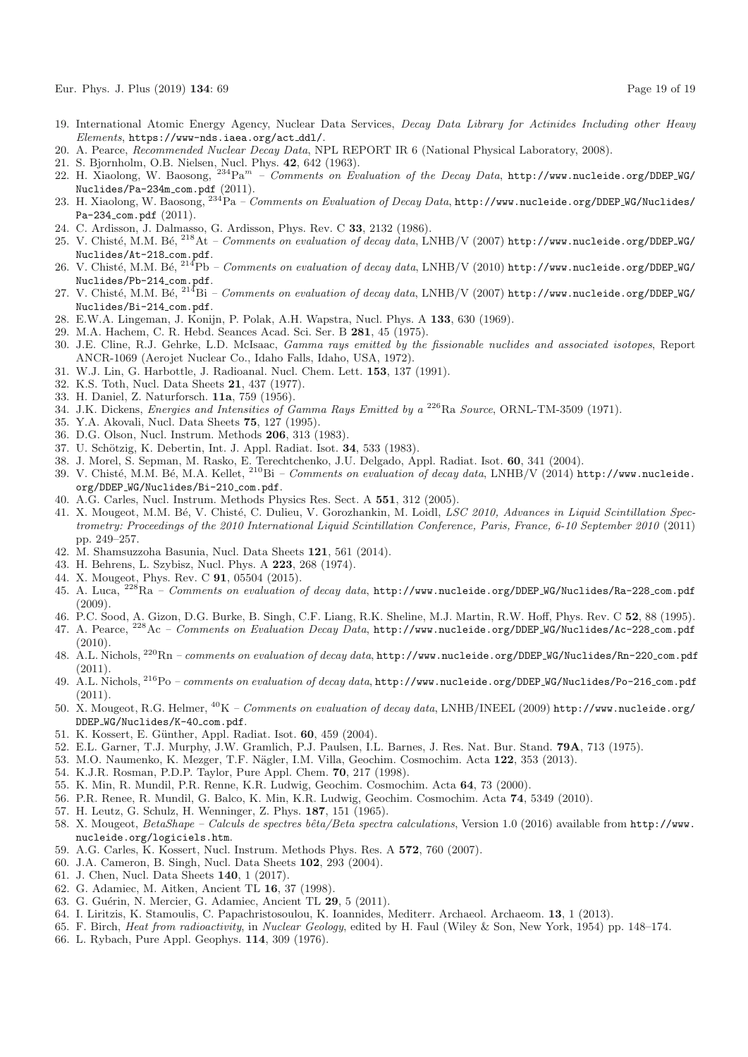19. International Atomic Energy Agency, Nuclear Data Services, *Decay Data Library for Actinides Including other Heavy Elements*, https://www-nds.iaea.org/act_ddl/.
20. A. Pearce, *Recommended Nuclear Decay Data*, NPL REPORT IR 6 (National Physical Laboratory, 2008).
21. S. Bjornholm, O.B. Nielsen, Nucl. Phys. **42**, 642 (1963).
22. H. Xiaolong, W. Baosong, $^{234}$Pa$^{m}$ – *Comments on Evaluation of the Decay Data*, http://www.nucleide.org/DDEP_WG/Nuclides/Pa-234m_com.pdf (2011).
23. H. Xiaolong, W. Baosong, $^{234}$Pa – *Comments on Evaluation of Decay Data*, http://www.nucleide.org/DDEP_WG/Nuclides/Pa-234_com.pdf (2011).
24. C. Ardisson, J. Dalmasso, G. Ardisson, Phys. Rev. C **33**, 2132 (1986).
25. V. Chisté, M.M. Bé, $^{218}$At – *Comments on evaluation of decay data*, LNHB/V (2007) http://www.nucleide.org/DDEP_WG/Nuclides/At-218_com.pdf.
26. V. Chisté, M.M. Bé, $^{214}$Pb – *Comments on evaluation of decay data*, LNHB/V (2010) http://www.nucleide.org/DDEP_WG/Nuclides/Pb-214_com.pdf.
27. V. Chisté, M.M. Bé, $^{214}$Bi – *Comments on evaluation of decay data*, LNHB/V (2007) http://www.nucleide.org/DDEP_WG/Nuclides/Bi-214_com.pdf.
28. E.W.A. Lingeman, J. Konijn, P. Polak, A.H. Wapstra, Nucl. Phys. A **133**, 630 (1969).
29. M.A. Hachem, C. R. Hebd. Seances Acad. Sci. Ser. B **281**, 45 (1975).
30. J.E. Cline, R.J. Gehrke, L.D. McIsaac, *Gamma rays emitted by the fissionable nuclides and associated isotopes*, Report ANCR-1069 (Aerojet Nuclear Co., Idaho Falls, Idaho, USA, 1972).
31. W.J. Lin, G. Harbottle, J. Radioanal. Nucl. Chem. Lett. **153**, 137 (1991).
32. K.S. Toth, Nucl. Data Sheets **21**, 437 (1977).
33. H. Daniel, Z. Naturforsch. **11a**, 759 (1956).
34. J.K. Dickens, *Energies and Intensities of Gamma Rays Emitted by a* $^{226}$Ra *Source*, ORNL-TM-3509 (1971).
35. Y.A. Akovali, Nucl. Data Sheets **75**, 127 (1995).
36. D.G. Olson, Nucl. Instrum. Methods **206**, 313 (1983).
37. U. Schötzig, K. Debertin, Int. J. Appl. Radiat. Isot. **34**, 533 (1983).
38. J. Morel, S. Sepman, M. Rasko, E. Terechtchenko, J.U. Delgado, Appl. Radiat. Isot. **60**, 341 (2004).
39. V. Chisté, M.M. Bé, M.A. Kellet, $^{210}$Bi – *Comments on evaluation of decay data*, LNHB/V (2014) http://www.nucleide.org/DDEP_WG/Nuclides/Bi-210_com.pdf.
40. A.G. Carles, Nucl. Instrum. Methods Physics Res. Sect. A **551**, 312 (2005).
41. X. Mougeot, M.M. Bé, V. Chisté, C. Dulieu, V. Gorozhankin, M. Loidl, *LSC 2010, Advances in Liquid Scintillation Spectrometry: Proceedings of the 2010 International Liquid Scintillation Conference, Paris, France, 6-10 September 2010* (2011) pp. 249–257.
42. M. Shamsuzzoha Basunia, Nucl. Data Sheets **121**, 561 (2014).
43. H. Behrens, L. Szybisz, Nucl. Phys. A **223**, 268 (1974).
44. X. Mougeot, Phys. Rev. C **91**, 05504 (2015).
45. A. Luca, $^{228}$Ra – *Comments on evaluation of decay data*, http://www.nucleide.org/DDEP_WG/Nuclides/Ra-228_com.pdf (2009).
46. P.C. Sood, A. Gizon, D.G. Burke, B. Singh, C.F. Liang, R.K. Sheline, M.J. Martin, R.W. Hoff, Phys. Rev. C **52**, 88 (1995).
47. A. Pearce, $^{228}$Ac – *Comments on Evaluation Decay Data*, http://www.nucleide.org/DDEP_WG/Nuclides/Ac-228_com.pdf (2010).
48. A.L. Nichols, $^{220}$Rn – *comments on evaluation of decay data*, http://www.nucleide.org/DDEP_WG/Nuclides/Rn-220_com.pdf (2011).
49. A.L. Nichols, $^{216}$Po – *comments on evaluation of decay data*, http://www.nucleide.org/DDEP_WG/Nuclides/Po-216_com.pdf (2011).
50. X. Mougeot, R.G. Helmer, $^{40}$K – *Comments on evaluation of decay data*, LNHB/INEEL (2009) http://www.nucleide.org/DDEP_WG/Nuclides/K-40_com.pdf.
51. K. Kossert, E. Günther, Appl. Radiat. Isot. **60**, 459 (2004).
52. E.L. Garner, T.J. Murphy, J.W. Gramlich, P.J. Paulsen, I.L. Barnes, J. Res. Nat. Bur. Stand. **79A**, 713 (1975).
53. M.O. Naumenko, K. Mezger, T.F. Nägler, I.M. Villa, Geochim. Cosmochim. Acta **122**, 353 (2013).
54. K.J.R. Rosman, P.D.P. Taylor, Pure Appl. Chem. **70**, 217 (1998).
55. K. Min, R. Mundil, P.R. Renne, K.R. Ludwig, Geochim. Cosmochim. Acta **64**, 73 (2000).
56. P.R. Renee, R. Mundil, G. Balco, K. Min, K.R. Ludwig, Geochim. Cosmochim. Acta **74**, 5349 (2010).
57. H. Leutz, G. Schulz, H. Wenninger, Z. Phys. **187**, 151 (1965).
58. X. Mougeot, *BetaShape – Calculs de spectres bêta/Beta spectra calculations*, Version 1.0 (2016) available from http://www.nucleide.org/logiciels.htm.
59. A.G. Carles, K. Kossert, Nucl. Instrum. Methods Phys. Res. A **572**, 760 (2007).
60. J.A. Cameron, B. Singh, Nucl. Data Sheets **102**, 293 (2004).
61. J. Chen, Nucl. Data Sheets **140**, 1 (2017).
62. G. Adamiec, M. Aitken, Ancient TL **16**, 37 (1998).
63. G. Guérin, N. Mercier, G. Adamiec, Ancient TL **29**, 5 (2011).
64. I. Liritzis, K. Stamoulis, C. Papachristosoulou, K. Ioannides, Mediterr. Archaeol. Archaeom. **13**, 1 (2013).
65. F. Birch, *Heat from radioactivity*, in *Nuclear Geology*, edited by H. Faul (Wiley & Son, New York, 1954) pp. 148–174.
66. L. Rybach, Pure Appl. Geophys. **114**, 309 (1976).